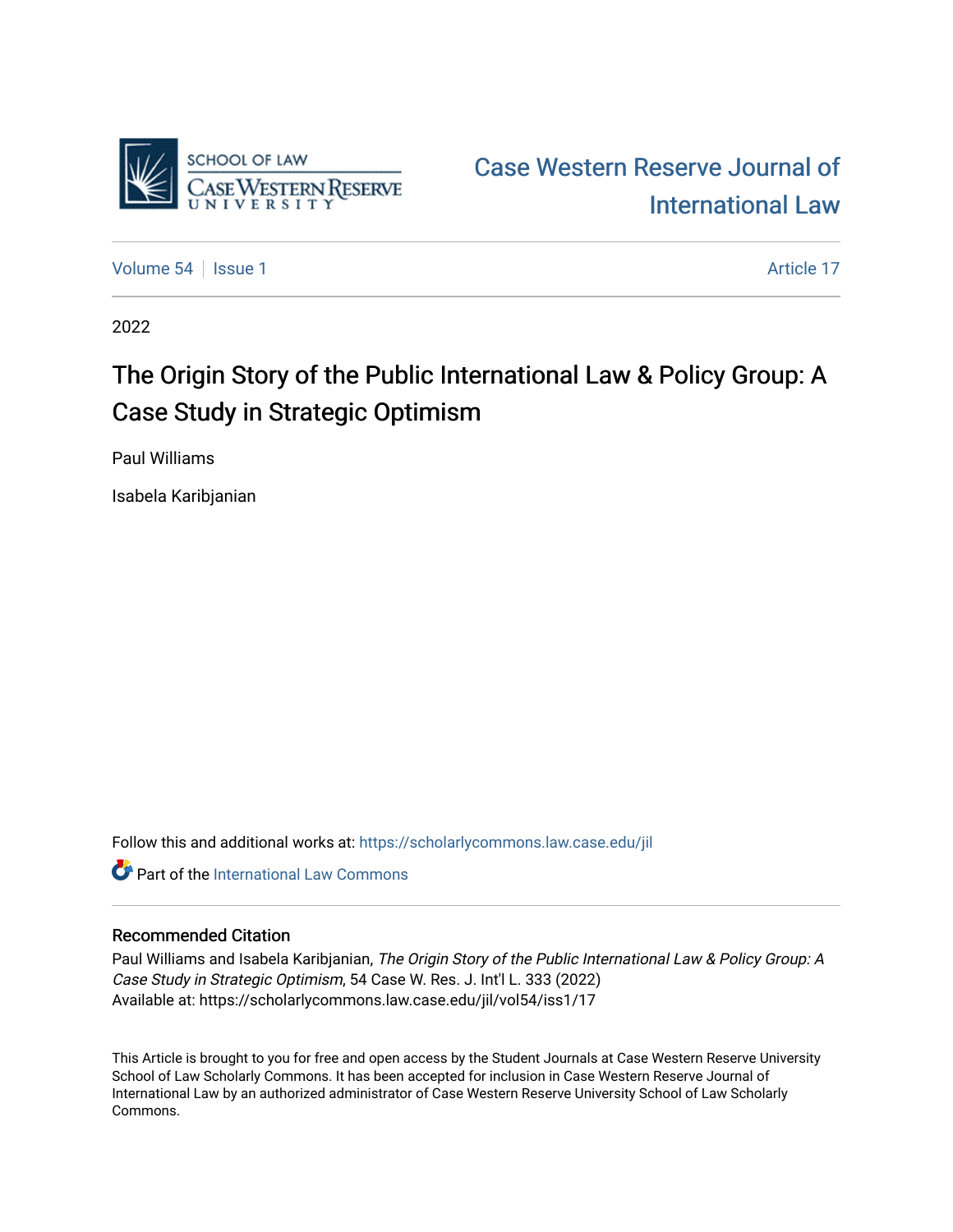SCHOOL OF LAW
CASE WESTERN RESERVE
UNIVERSITY

Case Western Reserve Journal of International Law

Volume 54 | Issue 1 | Article 17

2022

# The Origin Story of the Public International Law & Policy Group: A Case Study in Strategic Optimism

Paul Williams

Isabela Karibjanian

Follow this and additional works at: https://scholarlycommons.law.case.edu/jil

Part of the International Law Commons

## Recommended Citation

Paul Williams and Isabela Karibjanian, *The Origin Story of the Public International Law & Policy Group: A Case Study in Strategic Optimism*, 54 Case W. Res. J. Int'l L. 333 (2022)
Available at: https://scholarlycommons.law.case.edu/jil/vol54/iss1/17

This Article is brought to you for free and open access by the Student Journals at Case Western Reserve University School of Law Scholarly Commons. It has been accepted for inclusion in Case Western Reserve Journal of International Law by an authorized administrator of Case Western Reserve University School of Law Scholarly Commons.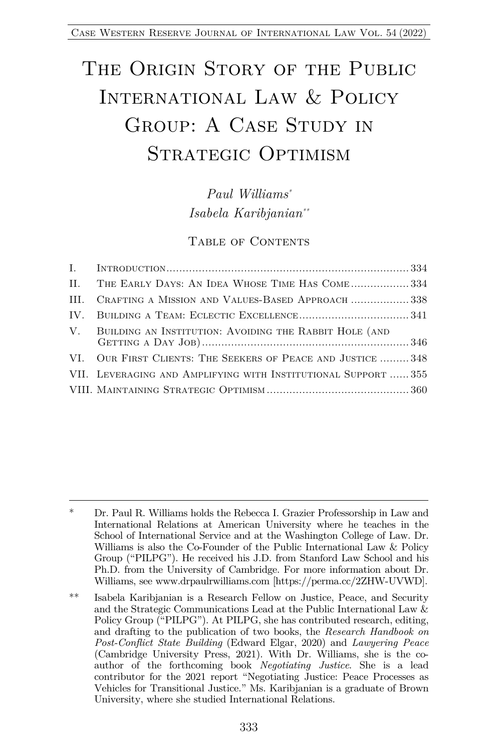# The Origin Story of the Public International Law & Policy Group: A Case Study in Strategic Optimism

*Paul Williams*[*]
*Isabela Karibjanian*[**]

## Table of Contents

I. Introduction ........ 334
II. The Early Days: An Idea Whose Time Has Come ........ 334
III. Crafting a Mission and Values-Based Approach ........ 338
IV. Building a Team: Eclectic Excellence ........ 341
V. Building an Institution: Avoiding the Rabbit Hole (and Getting a Day Job) ........ 346
VI. Our First Clients: The Seekers of Peace and Justice ........ 348
VII. Leveraging and Amplifying with Institutional Support ........ 355
VIII. Maintaining Strategic Optimism ........ 360

---

[*] Dr. Paul R. Williams holds the Rebecca I. Grazier Professorship in Law and International Relations at American University where he teaches in the School of International Service and at the Washington College of Law. Dr. Williams is also the Co-Founder of the Public International Law & Policy Group ("PILPG"). He received his J.D. from Stanford Law School and his Ph.D. from the University of Cambridge. For more information about Dr. Williams, see www.drpaulrwilliams.com [https://perma.cc/2ZHW-UVWD].

[**] Isabela Karibjanian is a Research Fellow on Justice, Peace, and Security and the Strategic Communications Lead at the Public International Law & Policy Group ("PILPG"). At PILPG, she has contributed research, editing, and drafting to the publication of two books, the *Research Handbook on Post-Conflict State Building* (Edward Elgar, 2020) and *Lawyering Peace* (Cambridge University Press, 2021). With Dr. Williams, she is the co-author of the forthcoming book *Negotiating Justice*. She is a lead contributor for the 2021 report "Negotiating Justice: Peace Processes as Vehicles for Transitional Justice." Ms. Karibjanian is a graduate of Brown University, where she studied International Relations.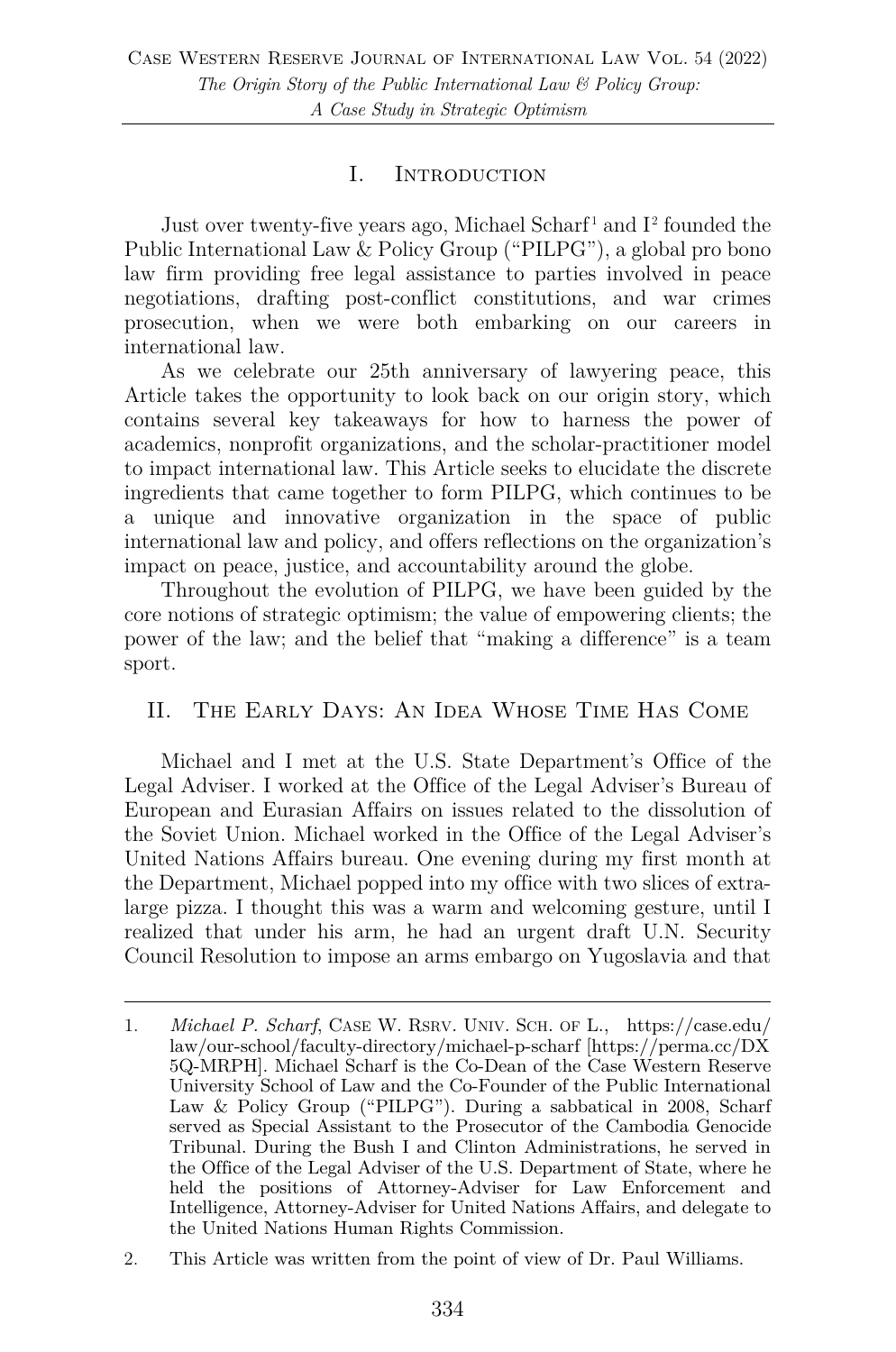## I. Introduction

Just over twenty-five years ago, Michael Scharf[1] and I[2] founded the Public International Law & Policy Group ("PILPG"), a global pro bono law firm providing free legal assistance to parties involved in peace negotiations, drafting post-conflict constitutions, and war crimes prosecution, when we were both embarking on our careers in international law.

As we celebrate our 25th anniversary of lawyering peace, this Article takes the opportunity to look back on our origin story, which contains several key takeaways for how to harness the power of academics, nonprofit organizations, and the scholar-practitioner model to impact international law. This Article seeks to elucidate the discrete ingredients that came together to form PILPG, which continues to be a unique and innovative organization in the space of public international law and policy, and offers reflections on the organization's impact on peace, justice, and accountability around the globe.

Throughout the evolution of PILPG, we have been guided by the core notions of strategic optimism; the value of empowering clients; the power of the law; and the belief that "making a difference" is a team sport.

## II. The Early Days: An Idea Whose Time Has Come

Michael and I met at the U.S. State Department's Office of the Legal Adviser. I worked at the Office of the Legal Adviser's Bureau of European and Eurasian Affairs on issues related to the dissolution of the Soviet Union. Michael worked in the Office of the Legal Adviser's United Nations Affairs bureau. One evening during my first month at the Department, Michael popped into my office with two slices of extra-large pizza. I thought this was a warm and welcoming gesture, until I realized that under his arm, he had an urgent draft U.N. Security Council Resolution to impose an arms embargo on Yugoslavia and that

---

1. *Michael P. Scharf*, Case W. Rsrv. Univ. Sch. of L., https://case.edu/law/our-school/faculty-directory/michael-p-scharf [https://perma.cc/DX5Q-MRPH]. Michael Scharf is the Co-Dean of the Case Western Reserve University School of Law and the Co-Founder of the Public International Law & Policy Group ("PILPG"). During a sabbatical in 2008, Scharf served as Special Assistant to the Prosecutor of the Cambodia Genocide Tribunal. During the Bush I and Clinton Administrations, he served in the Office of the Legal Adviser of the U.S. Department of State, where he held the positions of Attorney-Adviser for Law Enforcement and Intelligence, Attorney-Adviser for United Nations Affairs, and delegate to the United Nations Human Rights Commission.

2. This Article was written from the point of view of Dr. Paul Williams.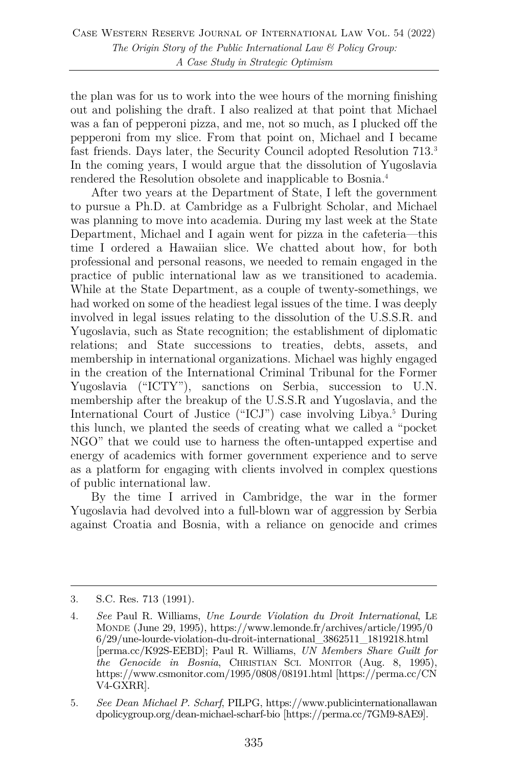the plan was for us to work into the wee hours of the morning finishing out and polishing the draft. I also realized at that point that Michael was a fan of pepperoni pizza, and me, not so much, as I plucked off the pepperoni from my slice. From that point on, Michael and I became fast friends. Days later, the Security Council adopted Resolution 713.[3] In the coming years, I would argue that the dissolution of Yugoslavia rendered the Resolution obsolete and inapplicable to Bosnia.[4]

After two years at the Department of State, I left the government to pursue a Ph.D. at Cambridge as a Fulbright Scholar, and Michael was planning to move into academia. During my last week at the State Department, Michael and I again went for pizza in the cafeteria—this time I ordered a Hawaiian slice. We chatted about how, for both professional and personal reasons, we needed to remain engaged in the practice of public international law as we transitioned to academia. While at the State Department, as a couple of twenty-somethings, we had worked on some of the headiest legal issues of the time. I was deeply involved in legal issues relating to the dissolution of the U.S.S.R. and Yugoslavia, such as State recognition; the establishment of diplomatic relations; and State successions to treaties, debts, assets, and membership in international organizations. Michael was highly engaged in the creation of the International Criminal Tribunal for the Former Yugoslavia ("ICTY"), sanctions on Serbia, succession to U.N. membership after the breakup of the U.S.S.R and Yugoslavia, and the International Court of Justice ("ICJ") case involving Libya.[5] During this lunch, we planted the seeds of creating what we called a "pocket NGO" that we could use to harness the often-untapped expertise and energy of academics with former government experience and to serve as a platform for engaging with clients involved in complex questions of public international law.

By the time I arrived in Cambridge, the war in the former Yugoslavia had devolved into a full-blown war of aggression by Serbia against Croatia and Bosnia, with a reliance on genocide and crimes

---

3. S.C. Res. 713 (1991).

4. *See* Paul R. Williams, *Une Lourde Violation du Droit International*, LE MONDE (June 29, 1995), https://www.lemonde.fr/archives/article/1995/06/29/une-lourde-violation-du-droit-international_3862511_1819218.html [perma.cc/K92S-EEBD]; Paul R. Williams, *UN Members Share Guilt for the Genocide in Bosnia*, CHRISTIAN SCI. MONITOR (Aug. 8, 1995), https://www.csmonitor.com/1995/0808/08191.html [https://perma.cc/CNV4-GXRR].

5. *See Dean Michael P. Scharf*, PILPG, https://www.publicinternationallawandpolicygroup.org/dean-michael-scharf-bio [https://perma.cc/7GM9-8AE9].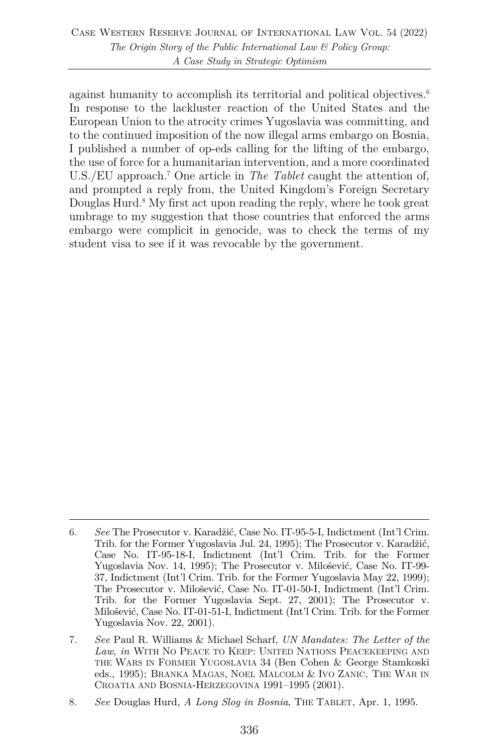against humanity to accomplish its territorial and political objectives.[6] In response to the lackluster reaction of the United States and the European Union to the atrocity crimes Yugoslavia was committing, and to the continued imposition of the now illegal arms embargo on Bosnia, I published a number of op-eds calling for the lifting of the embargo, the use of force for a humanitarian intervention, and a more coordinated U.S./EU approach.[7] One article in *The Tablet* caught the attention of, and prompted a reply from, the United Kingdom's Foreign Secretary Douglas Hurd.[8] My first act upon reading the reply, where he took great umbrage to my suggestion that those countries that enforced the arms embargo were complicit in genocide, was to check the terms of my student visa to see if it was revocable by the government.

---

6. *See* The Prosecutor v. Karadžić, Case No. IT-95-5-I, Indictment (Int'l Crim. Trib. for the Former Yugoslavia Jul. 24, 1995); The Prosecutor v. Karadžić, Case No. IT-95-18-I, Indictment (Int'l Crim. Trib. for the Former Yugoslavia Nov. 14, 1995); The Prosecutor v. Milošević, Case No. IT-99-37, Indictment (Int'l Crim. Trib. for the Former Yugoslavia May 22, 1999); The Prosecutor v. Milošević, Case No. IT-01-50-I, Indictment (Int'l Crim. Trib. for the Former Yugoslavia Sept. 27, 2001); The Prosecutor v. Milošević, Case No. IT-01-51-I, Indictment (Int'l Crim. Trib. for the Former Yugoslavia Nov. 22, 2001).

7. *See* Paul R. Williams & Michael Scharf, *UN Mandates: The Letter of the Law*, *in* WITH NO PEACE TO KEEP: UNITED NATIONS PEACEKEEPING AND THE WARS IN FORMER YUGOSLAVIA 34 (Ben Cohen & George Stamkoski eds., 1995); BRANKA MAGAS, NOEL MALCOLM & IVO ZANIC, THE WAR IN CROATIA AND BOSNIA-HERZEGOVINA 1991–1995 (2001).

8. *See* Douglas Hurd, *A Long Slog in Bosnia*, THE TABLET, Apr. 1, 1995.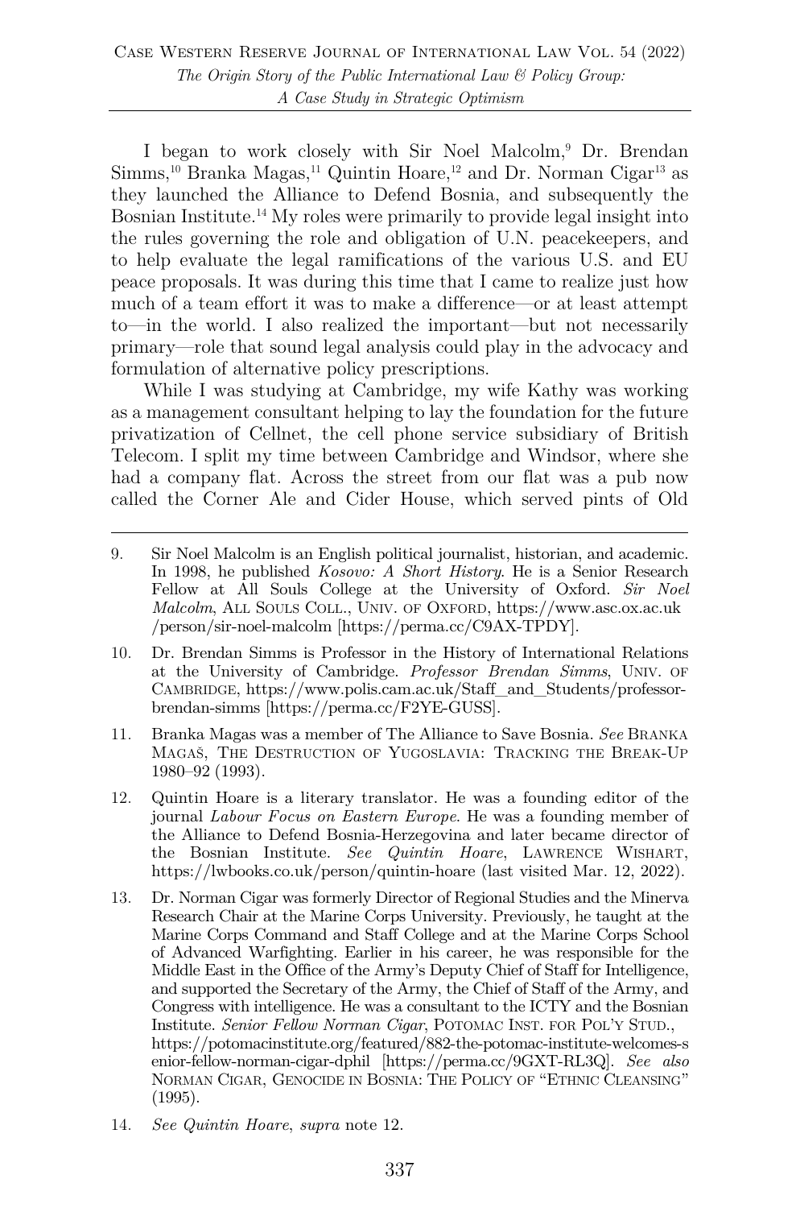I began to work closely with Sir Noel Malcolm,[9] Dr. Brendan Simms,[10] Branka Magas,[11] Quintin Hoare,[12] and Dr. Norman Cigar[13] as they launched the Alliance to Defend Bosnia, and subsequently the Bosnian Institute.[14] My roles were primarily to provide legal insight into the rules governing the role and obligation of U.N. peacekeepers, and to help evaluate the legal ramifications of the various U.S. and EU peace proposals. It was during this time that I came to realize just how much of a team effort it was to make a difference—or at least attempt to—in the world. I also realized the important—but not necessarily primary—role that sound legal analysis could play in the advocacy and formulation of alternative policy prescriptions.

While I was studying at Cambridge, my wife Kathy was working as a management consultant helping to lay the foundation for the future privatization of Cellnet, the cell phone service subsidiary of British Telecom. I split my time between Cambridge and Windsor, where she had a company flat. Across the street from our flat was a pub now called the Corner Ale and Cider House, which served pints of Old

---

9. Sir Noel Malcolm is an English political journalist, historian, and academic. In 1998, he published *Kosovo: A Short History*. He is a Senior Research Fellow at All Souls College at the University of Oxford. *Sir Noel Malcolm*, ALL SOULS COLL., UNIV. OF OXFORD, https://www.asc.ox.ac.uk/person/sir-noel-malcolm [https://perma.cc/C9AX-TPDY].

10. Dr. Brendan Simms is Professor in the History of International Relations at the University of Cambridge. *Professor Brendan Simms*, UNIV. OF CAMBRIDGE, https://www.polis.cam.ac.uk/Staff_and_Students/professor-brendan-simms [https://perma.cc/F2YE-GUSS].

11. Branka Magas was a member of The Alliance to Save Bosnia. *See* BRANKA MAGAŠ, THE DESTRUCTION OF YUGOSLAVIA: TRACKING THE BREAK-UP 1980–92 (1993).

12. Quintin Hoare is a literary translator. He was a founding editor of the journal *Labour Focus on Eastern Europe*. He was a founding member of the Alliance to Defend Bosnia-Herzegovina and later became director of the Bosnian Institute. *See Quintin Hoare*, LAWRENCE WISHART, https://lwbooks.co.uk/person/quintin-hoare (last visited Mar. 12, 2022).

13. Dr. Norman Cigar was formerly Director of Regional Studies and the Minerva Research Chair at the Marine Corps University. Previously, he taught at the Marine Corps Command and Staff College and at the Marine Corps School of Advanced Warfighting. Earlier in his career, he was responsible for the Middle East in the Office of the Army's Deputy Chief of Staff for Intelligence, and supported the Secretary of the Army, the Chief of Staff of the Army, and Congress with intelligence. He was a consultant to the ICTY and the Bosnian Institute. *Senior Fellow Norman Cigar*, POTOMAC INST. FOR POL'Y STUD., https://potomacinstitute.org/featured/882-the-potomac-institute-welcomes-senior-fellow-norman-cigar-dphil [https://perma.cc/9GXT-RL3Q]. *See also* NORMAN CIGAR, GENOCIDE IN BOSNIA: THE POLICY OF "ETHNIC CLEANSING" (1995).

14. *See Quintin Hoare*, *supra* note 12.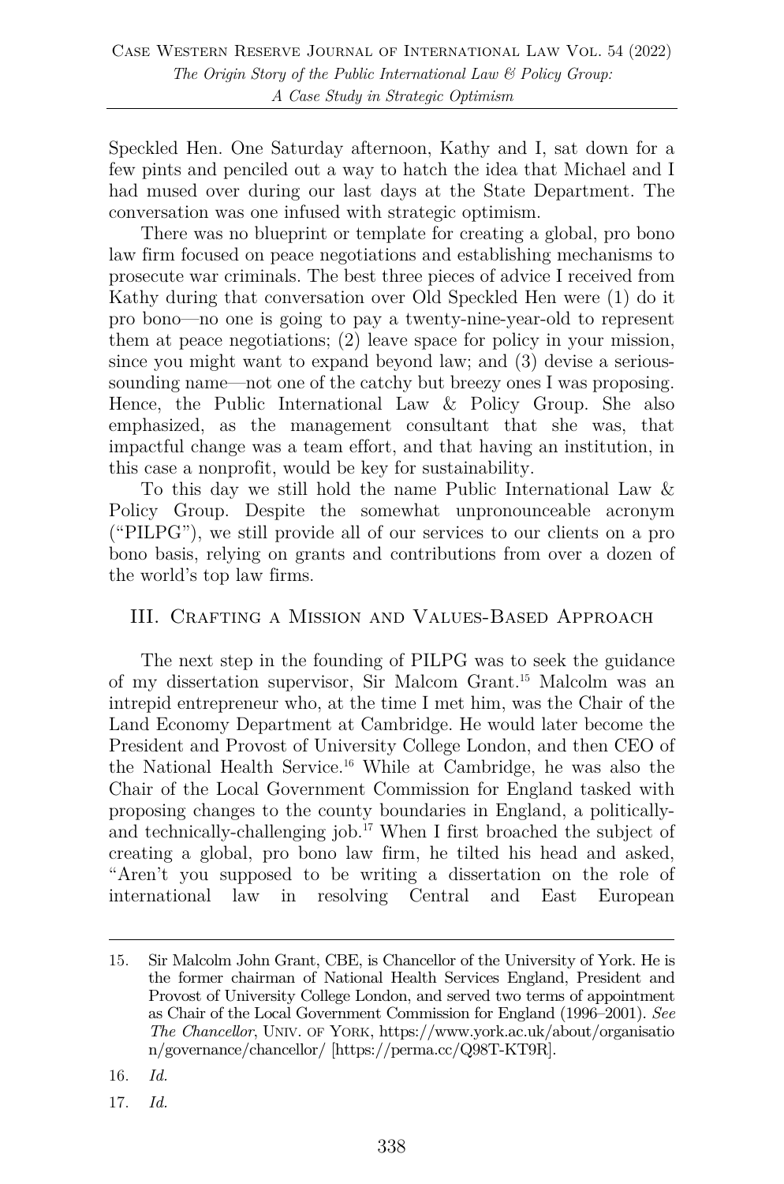Speckled Hen. One Saturday afternoon, Kathy and I, sat down for a few pints and penciled out a way to hatch the idea that Michael and I had mused over during our last days at the State Department. The conversation was one infused with strategic optimism.

There was no blueprint or template for creating a global, pro bono law firm focused on peace negotiations and establishing mechanisms to prosecute war criminals. The best three pieces of advice I received from Kathy during that conversation over Old Speckled Hen were (1) do it pro bono—no one is going to pay a twenty-nine-year-old to represent them at peace negotiations; (2) leave space for policy in your mission, since you might want to expand beyond law; and (3) devise a serious-sounding name—not one of the catchy but breezy ones I was proposing. Hence, the Public International Law & Policy Group. She also emphasized, as the management consultant that she was, that impactful change was a team effort, and that having an institution, in this case a nonprofit, would be key for sustainability.

To this day we still hold the name Public International Law & Policy Group. Despite the somewhat unpronounceable acronym ("PILPG"), we still provide all of our services to our clients on a pro bono basis, relying on grants and contributions from over a dozen of the world's top law firms.

## III. Crafting a Mission and Values-Based Approach

The next step in the founding of PILPG was to seek the guidance of my dissertation supervisor, Sir Malcom Grant.[15] Malcolm was an intrepid entrepreneur who, at the time I met him, was the Chair of the Land Economy Department at Cambridge. He would later become the President and Provost of University College London, and then CEO of the National Health Service.[16] While at Cambridge, he was also the Chair of the Local Government Commission for England tasked with proposing changes to the county boundaries in England, a politically- and technically-challenging job.[17] When I first broached the subject of creating a global, pro bono law firm, he tilted his head and asked, "Aren't you supposed to be writing a dissertation on the role of international law in resolving Central and East European

---

15. Sir Malcolm John Grant, CBE, is Chancellor of the University of York. He is the former chairman of National Health Services England, President and Provost of University College London, and served two terms of appointment as Chair of the Local Government Commission for England (1996–2001). *See The Chancellor*, Univ. of York, https://www.york.ac.uk/about/organisation/governance/chancellor/ [https://perma.cc/Q98T-KT9R].

16. *Id.*

17. *Id.*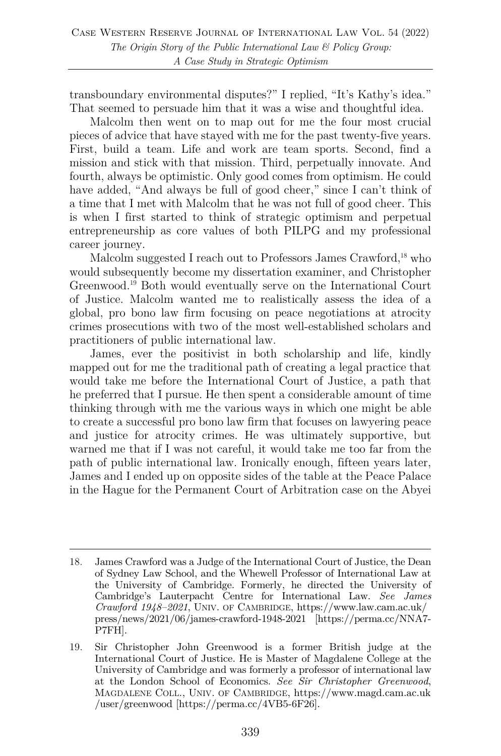transboundary environmental disputes?" I replied, "It's Kathy's idea." That seemed to persuade him that it was a wise and thoughtful idea.

Malcolm then went on to map out for me the four most crucial pieces of advice that have stayed with me for the past twenty-five years. First, build a team. Life and work are team sports. Second, find a mission and stick with that mission. Third, perpetually innovate. And fourth, always be optimistic. Only good comes from optimism. He could have added, "And always be full of good cheer," since I can't think of a time that I met with Malcolm that he was not full of good cheer. This is when I first started to think of strategic optimism and perpetual entrepreneurship as core values of both PILPG and my professional career journey.

Malcolm suggested I reach out to Professors James Crawford,[18] who would subsequently become my dissertation examiner, and Christopher Greenwood.[19] Both would eventually serve on the International Court of Justice. Malcolm wanted me to realistically assess the idea of a global, pro bono law firm focusing on peace negotiations at atrocity crimes prosecutions with two of the most well-established scholars and practitioners of public international law.

James, ever the positivist in both scholarship and life, kindly mapped out for me the traditional path of creating a legal practice that would take me before the International Court of Justice, a path that he preferred that I pursue. He then spent a considerable amount of time thinking through with me the various ways in which one might be able to create a successful pro bono law firm that focuses on lawyering peace and justice for atrocity crimes. He was ultimately supportive, but warned me that if I was not careful, it would take me too far from the path of public international law. Ironically enough, fifteen years later, James and I ended up on opposite sides of the table at the Peace Palace in the Hague for the Permanent Court of Arbitration case on the Abyei

---

18. James Crawford was a Judge of the International Court of Justice, the Dean of Sydney Law School, and the Whewell Professor of International Law at the University of Cambridge. Formerly, he directed the University of Cambridge's Lauterpacht Centre for International Law. *See James Crawford 1948–2021*, UNIV. OF CAMBRIDGE, https://www.law.cam.ac.uk/press/news/2021/06/james-crawford-1948-2021 [https://perma.cc/NNA7-P7FH].

19. Sir Christopher John Greenwood is a former British judge at the International Court of Justice. He is Master of Magdalene College at the University of Cambridge and was formerly a professor of international law at the London School of Economics. *See Sir Christopher Greenwood*, MAGDALENE COLL., UNIV. OF CAMBRIDGE, https://www.magd.cam.ac.uk/user/greenwood [https://perma.cc/4VB5-6F26].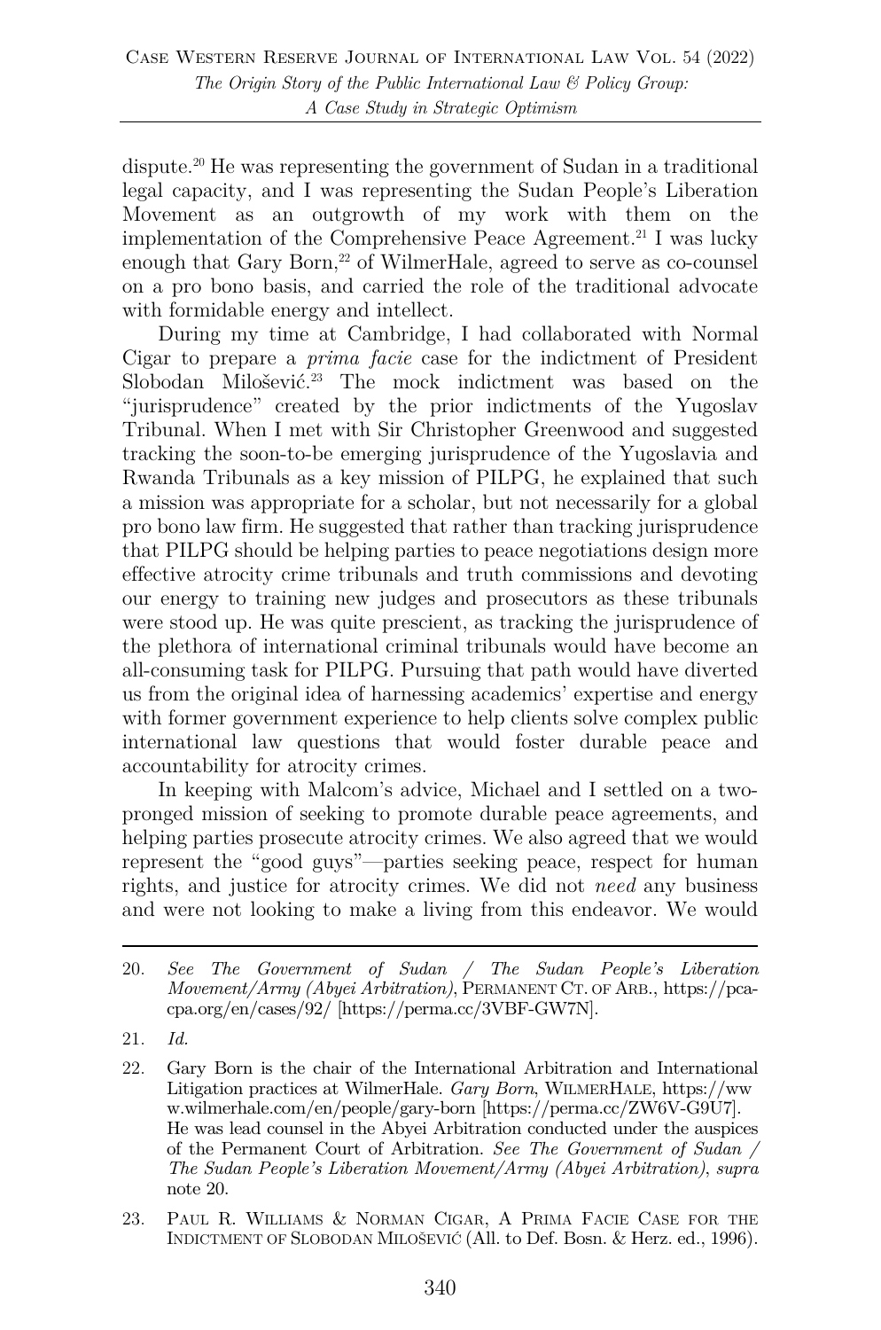dispute.[20] He was representing the government of Sudan in a traditional legal capacity, and I was representing the Sudan People's Liberation Movement as an outgrowth of my work with them on the implementation of the Comprehensive Peace Agreement.[21] I was lucky enough that Gary Born,[22] of WilmerHale, agreed to serve as co-counsel on a pro bono basis, and carried the role of the traditional advocate with formidable energy and intellect.

During my time at Cambridge, I had collaborated with Normal Cigar to prepare a *prima facie* case for the indictment of President Slobodan Milošević.[23] The mock indictment was based on the "jurisprudence" created by the prior indictments of the Yugoslav Tribunal. When I met with Sir Christopher Greenwood and suggested tracking the soon-to-be emerging jurisprudence of the Yugoslavia and Rwanda Tribunals as a key mission of PILPG, he explained that such a mission was appropriate for a scholar, but not necessarily for a global pro bono law firm. He suggested that rather than tracking jurisprudence that PILPG should be helping parties to peace negotiations design more effective atrocity crime tribunals and truth commissions and devoting our energy to training new judges and prosecutors as these tribunals were stood up. He was quite prescient, as tracking the jurisprudence of the plethora of international criminal tribunals would have become an all-consuming task for PILPG. Pursuing that path would have diverted us from the original idea of harnessing academics' expertise and energy with former government experience to help clients solve complex public international law questions that would foster durable peace and accountability for atrocity crimes.

In keeping with Malcom's advice, Michael and I settled on a two-pronged mission of seeking to promote durable peace agreements, and helping parties prosecute atrocity crimes. We also agreed that we would represent the "good guys"—parties seeking peace, respect for human rights, and justice for atrocity crimes. We did not *need* any business and were not looking to make a living from this endeavor. We would

---

20. *See The Government of Sudan / The Sudan People's Liberation Movement/Army (Abyei Arbitration)*, PERMANENT CT. OF ARB., https://pca-cpa.org/en/cases/92/ [https://perma.cc/3VBF-GW7N].

21. *Id.*

22. Gary Born is the chair of the International Arbitration and International Litigation practices at WilmerHale. *Gary Born*, WILMERHALE, https://www.wilmerhale.com/en/people/gary-born [https://perma.cc/ZW6V-G9U7]. He was lead counsel in the Abyei Arbitration conducted under the auspices of the Permanent Court of Arbitration. *See The Government of Sudan / The Sudan People's Liberation Movement/Army (Abyei Arbitration)*, *supra* note 20.

23. PAUL R. WILLIAMS & NORMAN CIGAR, A PRIMA FACIE CASE FOR THE INDICTMENT OF SLOBODAN MILOŠEVIĆ (All. to Def. Bosn. & Herz. ed., 1996).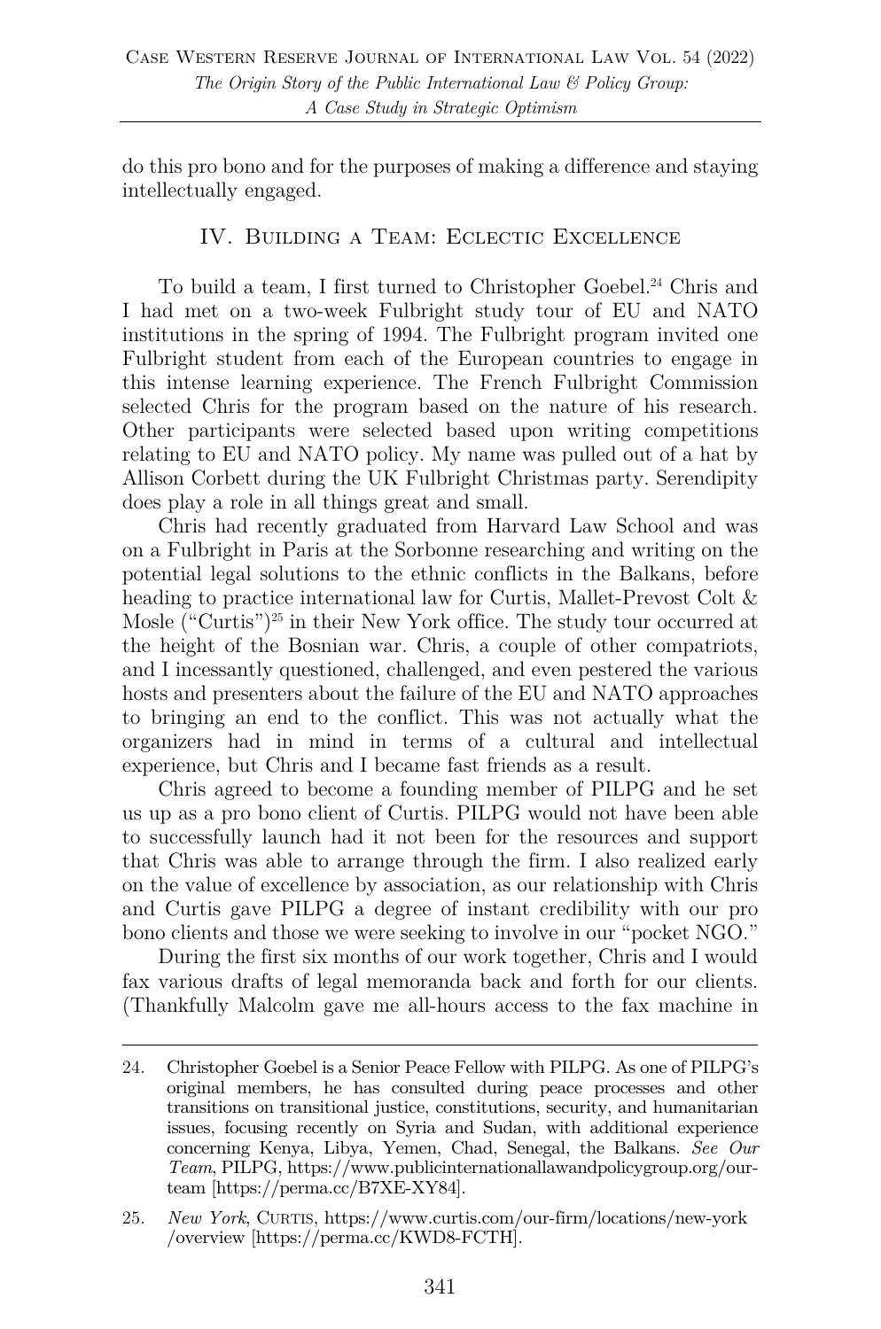do this pro bono and for the purposes of making a difference and staying intellectually engaged.

## IV. Building a Team: Eclectic Excellence

To build a team, I first turned to Christopher Goebel.[24] Chris and I had met on a two-week Fulbright study tour of EU and NATO institutions in the spring of 1994. The Fulbright program invited one Fulbright student from each of the European countries to engage in this intense learning experience. The French Fulbright Commission selected Chris for the program based on the nature of his research. Other participants were selected based upon writing competitions relating to EU and NATO policy. My name was pulled out of a hat by Allison Corbett during the UK Fulbright Christmas party. Serendipity does play a role in all things great and small.

Chris had recently graduated from Harvard Law School and was on a Fulbright in Paris at the Sorbonne researching and writing on the potential legal solutions to the ethnic conflicts in the Balkans, before heading to practice international law for Curtis, Mallet-Prevost Colt & Mosle ("Curtis")[25] in their New York office. The study tour occurred at the height of the Bosnian war. Chris, a couple of other compatriots, and I incessantly questioned, challenged, and even pestered the various hosts and presenters about the failure of the EU and NATO approaches to bringing an end to the conflict. This was not actually what the organizers had in mind in terms of a cultural and intellectual experience, but Chris and I became fast friends as a result.

Chris agreed to become a founding member of PILPG and he set us up as a pro bono client of Curtis. PILPG would not have been able to successfully launch had it not been for the resources and support that Chris was able to arrange through the firm. I also realized early on the value of excellence by association, as our relationship with Chris and Curtis gave PILPG a degree of instant credibility with our pro bono clients and those we were seeking to involve in our "pocket NGO."

During the first six months of our work together, Chris and I would fax various drafts of legal memoranda back and forth for our clients. (Thankfully Malcolm gave me all-hours access to the fax machine in

---

24. Christopher Goebel is a Senior Peace Fellow with PILPG. As one of PILPG's original members, he has consulted during peace processes and other transitions on transitional justice, constitutions, security, and humanitarian issues, focusing recently on Syria and Sudan, with additional experience concerning Kenya, Libya, Yemen, Chad, Senegal, the Balkans. *See Our Team*, PILPG, https://www.publicinternationallawandpolicygroup.org/our-team [https://perma.cc/B7XE-XY84].

25. *New York*, Curtis, https://www.curtis.com/our-firm/locations/new-york/overview [https://perma.cc/KWD8-FCTH].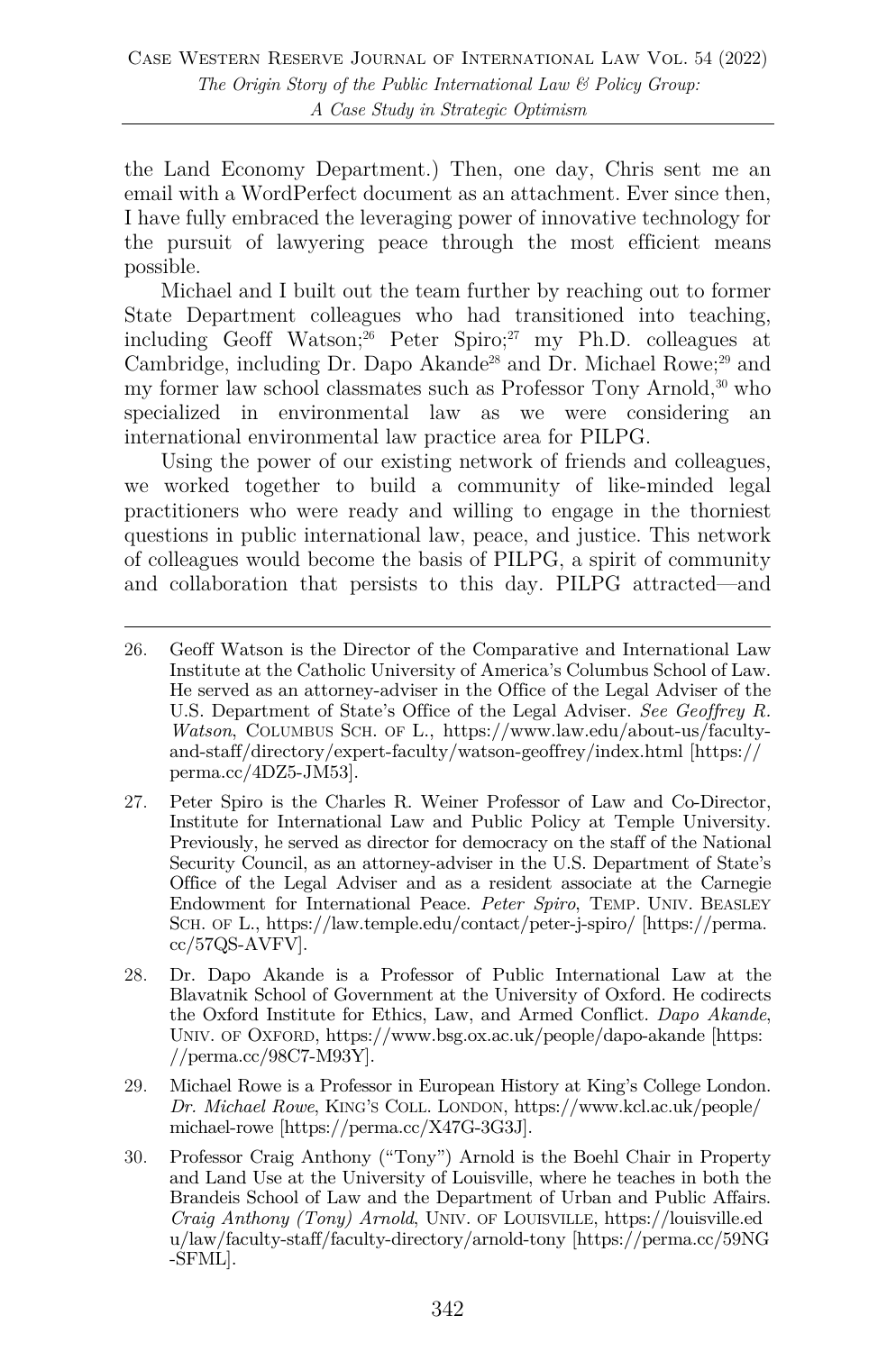the Land Economy Department.) Then, one day, Chris sent me an email with a WordPerfect document as an attachment. Ever since then, I have fully embraced the leveraging power of innovative technology for the pursuit of lawyering peace through the most efficient means possible.

Michael and I built out the team further by reaching out to former State Department colleagues who had transitioned into teaching, including Geoff Watson;[26] Peter Spiro;[27] my Ph.D. colleagues at Cambridge, including Dr. Dapo Akande[28] and Dr. Michael Rowe;[29] and my former law school classmates such as Professor Tony Arnold,[30] who specialized in environmental law as we were considering an international environmental law practice area for PILPG.

Using the power of our existing network of friends and colleagues, we worked together to build a community of like-minded legal practitioners who were ready and willing to engage in the thorniest questions in public international law, peace, and justice. This network of colleagues would become the basis of PILPG, a spirit of community and collaboration that persists to this day. PILPG attracted—and

---

26. Geoff Watson is the Director of the Comparative and International Law Institute at the Catholic University of America's Columbus School of Law. He served as an attorney-adviser in the Office of the Legal Adviser of the U.S. Department of State's Office of the Legal Adviser. *See Geoffrey R. Watson*, COLUMBUS SCH. OF L., https://www.law.edu/about-us/faculty-and-staff/directory/expert-faculty/watson-geoffrey/index.html [https://perma.cc/4DZ5-JM53].

27. Peter Spiro is the Charles R. Weiner Professor of Law and Co-Director, Institute for International Law and Public Policy at Temple University. Previously, he served as director for democracy on the staff of the National Security Council, as an attorney-adviser in the U.S. Department of State's Office of the Legal Adviser and as a resident associate at the Carnegie Endowment for International Peace. *Peter Spiro*, TEMP. UNIV. BEASLEY SCH. OF L., https://law.temple.edu/contact/peter-j-spiro/ [https://perma.cc/57QS-AVFV].

28. Dr. Dapo Akande is a Professor of Public International Law at the Blavatnik School of Government at the University of Oxford. He codirects the Oxford Institute for Ethics, Law, and Armed Conflict. *Dapo Akande*, UNIV. OF OXFORD, https://www.bsg.ox.ac.uk/people/dapo-akande [https://perma.cc/98C7-M93Y].

29. Michael Rowe is a Professor in European History at King's College London. *Dr. Michael Rowe*, KING'S COLL. LONDON, https://www.kcl.ac.uk/people/michael-rowe [https://perma.cc/X47G-3G3J].

30. Professor Craig Anthony ("Tony") Arnold is the Boehl Chair in Property and Land Use at the University of Louisville, where he teaches in both the Brandeis School of Law and the Department of Urban and Public Affairs. *Craig Anthony (Tony) Arnold*, UNIV. OF LOUISVILLE, https://louisville.edu/law/faculty-staff/faculty-directory/arnold-tony [https://perma.cc/59NG-SFML].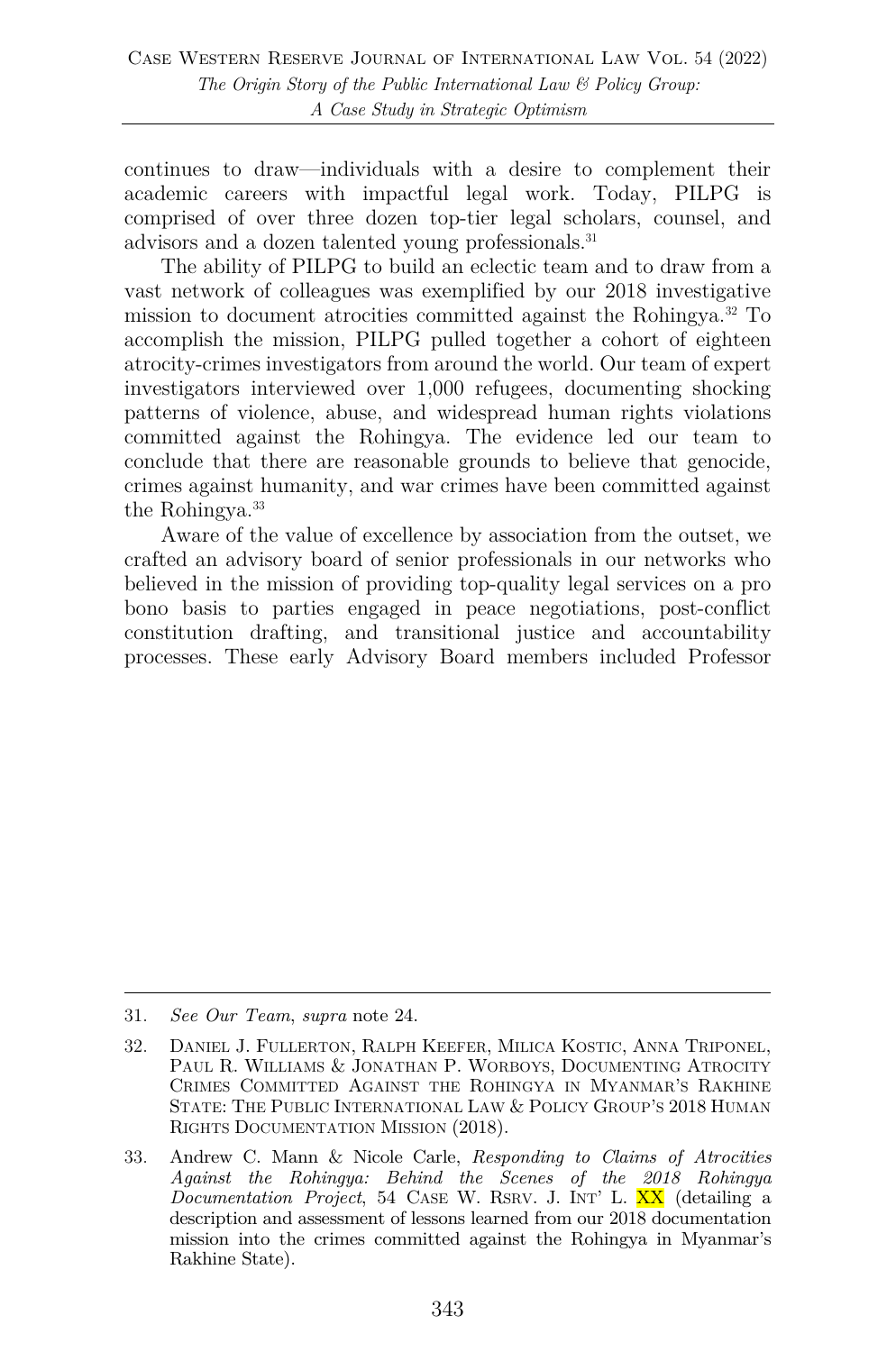continues to draw—individuals with a desire to complement their academic careers with impactful legal work. Today, PILPG is comprised of over three dozen top-tier legal scholars, counsel, and advisors and a dozen talented young professionals.[31]

The ability of PILPG to build an eclectic team and to draw from a vast network of colleagues was exemplified by our 2018 investigative mission to document atrocities committed against the Rohingya.[32] To accomplish the mission, PILPG pulled together a cohort of eighteen atrocity-crimes investigators from around the world. Our team of expert investigators interviewed over 1,000 refugees, documenting shocking patterns of violence, abuse, and widespread human rights violations committed against the Rohingya. The evidence led our team to conclude that there are reasonable grounds to believe that genocide, crimes against humanity, and war crimes have been committed against the Rohingya.[33]

Aware of the value of excellence by association from the outset, we crafted an advisory board of senior professionals in our networks who believed in the mission of providing top-quality legal services on a pro bono basis to parties engaged in peace negotiations, post-conflict constitution drafting, and transitional justice and accountability processes. These early Advisory Board members included Professor

---

31. *See Our Team*, *supra* note 24.

32. DANIEL J. FULLERTON, RALPH KEEFER, MILICA KOSTIC, ANNA TRIPONEL, PAUL R. WILLIAMS & JONATHAN P. WORBOYS, DOCUMENTING ATROCITY CRIMES COMMITTED AGAINST THE ROHINGYA IN MYANMAR'S RAKHINE STATE: THE PUBLIC INTERNATIONAL LAW & POLICY GROUP'S 2018 HUMAN RIGHTS DOCUMENTATION MISSION (2018).

33. Andrew C. Mann & Nicole Carle, *Responding to Claims of Atrocities Against the Rohingya: Behind the Scenes of the 2018 Rohingya Documentation Project*, 54 CASE W. RSRV. J. INT' L. XX (detailing a description and assessment of lessons learned from our 2018 documentation mission into the crimes committed against the Rohingya in Myanmar's Rakhine State).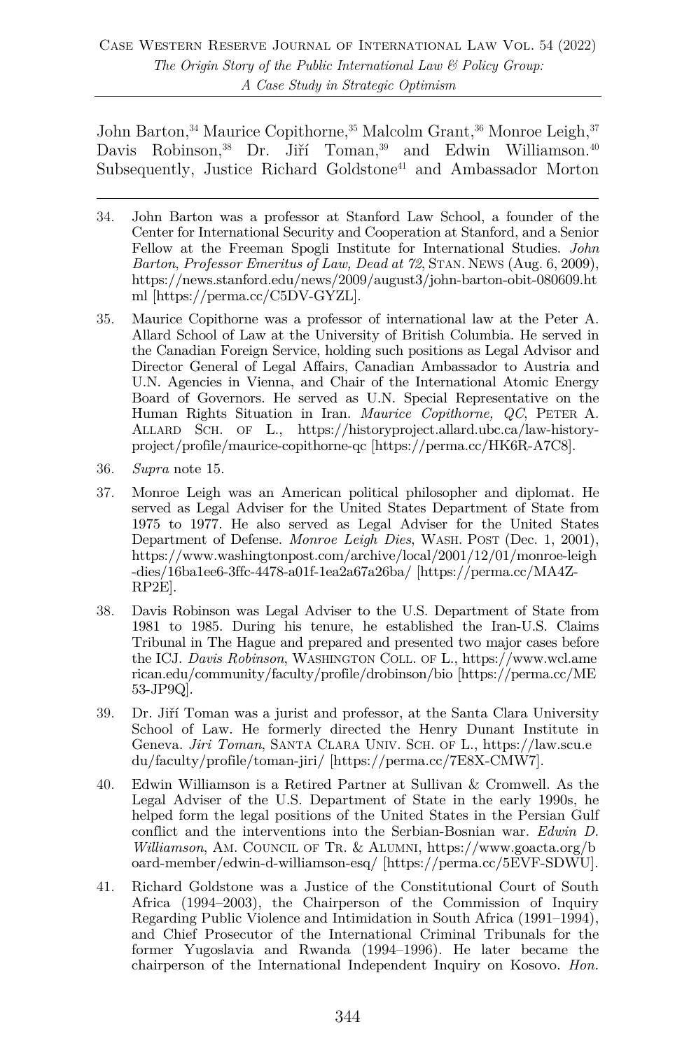John Barton,[34] Maurice Copithorne,[35] Malcolm Grant,[36] Monroe Leigh,[37] Davis Robinson,[38] Dr. Jiří Toman,[39] and Edwin Williamson.[40] Subsequently, Justice Richard Goldstone[41] and Ambassador Morton

---

34. John Barton was a professor at Stanford Law School, a founder of the Center for International Security and Cooperation at Stanford, and a Senior Fellow at the Freeman Spogli Institute for International Studies. *John Barton, Professor Emeritus of Law, Dead at 72*, STAN. NEWS (Aug. 6, 2009), https://news.stanford.edu/news/2009/august3/john-barton-obit-080609.html [https://perma.cc/C5DV-GYZL].

35. Maurice Copithorne was a professor of international law at the Peter A. Allard School of Law at the University of British Columbia. He served in the Canadian Foreign Service, holding such positions as Legal Advisor and Director General of Legal Affairs, Canadian Ambassador to Austria and U.N. Agencies in Vienna, and Chair of the International Atomic Energy Board of Governors. He served as U.N. Special Representative on the Human Rights Situation in Iran. *Maurice Copithorne, QC*, PETER A. ALLARD SCH. OF L., https://historyproject.allard.ubc.ca/law-history-project/profile/maurice-copithorne-qc [https://perma.cc/HK6R-A7C8].

36. *Supra* note 15.

37. Monroe Leigh was an American political philosopher and diplomat. He served as Legal Adviser for the United States Department of State from 1975 to 1977. He also served as Legal Adviser for the United States Department of Defense. *Monroe Leigh Dies*, WASH. POST (Dec. 1, 2001), https://www.washingtonpost.com/archive/local/2001/12/01/monroe-leigh-dies/16ba1ee6-3ffc-4478-a01f-1ea2a67a26ba/ [https://perma.cc/MA4Z-RP2E].

38. Davis Robinson was Legal Adviser to the U.S. Department of State from 1981 to 1985. During his tenure, he established the Iran-U.S. Claims Tribunal in The Hague and prepared and presented two major cases before the ICJ. *Davis Robinson*, WASHINGTON COLL. OF L., https://www.wcl.american.edu/community/faculty/profile/drobinson/bio [https://perma.cc/ME53-JP9Q].

39. Dr. Jiří Toman was a jurist and professor, at the Santa Clara University School of Law. He formerly directed the Henry Dunant Institute in Geneva. *Jiri Toman*, SANTA CLARA UNIV. SCH. OF L., https://law.scu.edu/faculty/profile/toman-jiri/ [https://perma.cc/7E8X-CMW7].

40. Edwin Williamson is a Retired Partner at Sullivan & Cromwell. As the Legal Adviser of the U.S. Department of State in the early 1990s, he helped form the legal positions of the United States in the Persian Gulf conflict and the interventions into the Serbian-Bosnian war. *Edwin D. Williamson*, AM. COUNCIL OF TR. & ALUMNI, https://www.goacta.org/board-member/edwin-d-williamson-esq/ [https://perma.cc/5EVF-SDWU].

41. Richard Goldstone was a Justice of the Constitutional Court of South Africa (1994–2003), the Chairperson of the Commission of Inquiry Regarding Public Violence and Intimidation in South Africa (1991–1994), and Chief Prosecutor of the International Criminal Tribunals for the former Yugoslavia and Rwanda (1994–1996). He later became the chairperson of the International Independent Inquiry on Kosovo. *Hon.*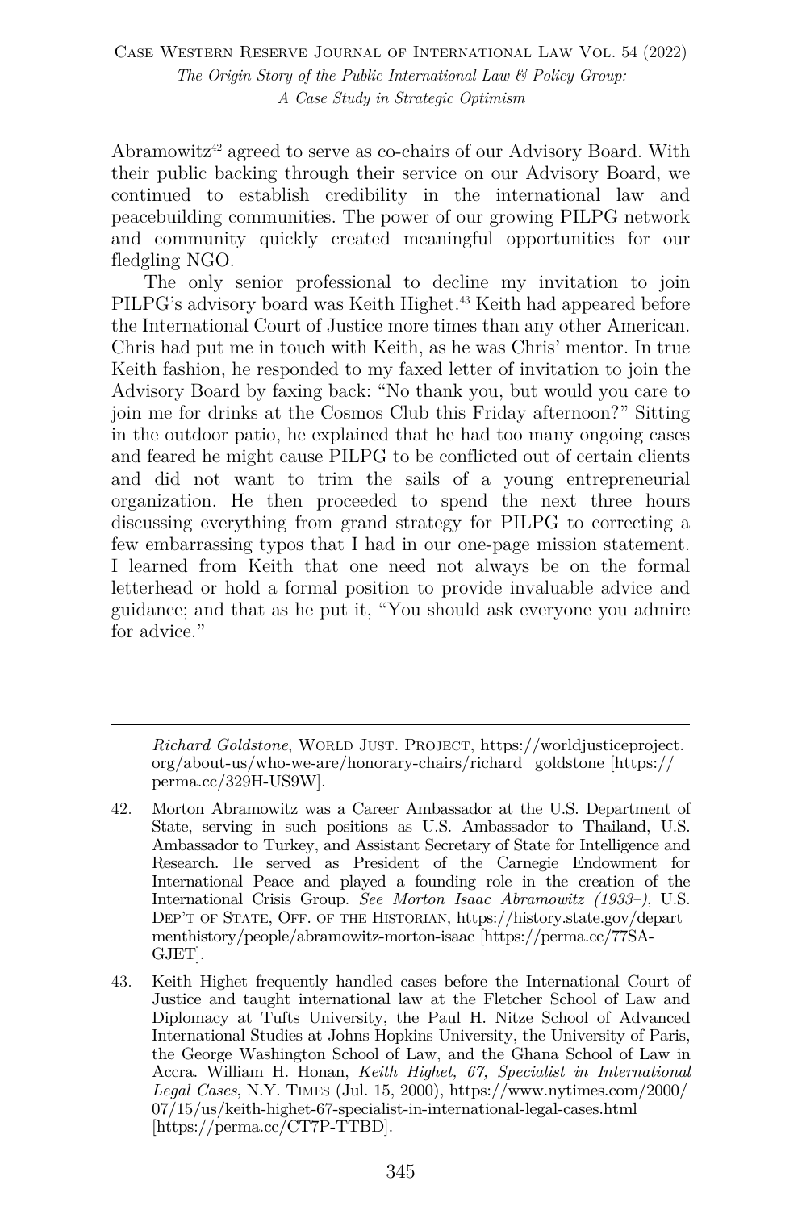Abramowitz[42] agreed to serve as co-chairs of our Advisory Board. With their public backing through their service on our Advisory Board, we continued to establish credibility in the international law and peacebuilding communities. The power of our growing PILPG network and community quickly created meaningful opportunities for our fledgling NGO.

The only senior professional to decline my invitation to join PILPG's advisory board was Keith Highet.[43] Keith had appeared before the International Court of Justice more times than any other American. Chris had put me in touch with Keith, as he was Chris' mentor. In true Keith fashion, he responded to my faxed letter of invitation to join the Advisory Board by faxing back: "No thank you, but would you care to join me for drinks at the Cosmos Club this Friday afternoon?" Sitting in the outdoor patio, he explained that he had too many ongoing cases and feared he might cause PILPG to be conflicted out of certain clients and did not want to trim the sails of a young entrepreneurial organization. He then proceeded to spend the next three hours discussing everything from grand strategy for PILPG to correcting a few embarrassing typos that I had in our one-page mission statement. I learned from Keith that one need not always be on the formal letterhead or hold a formal position to provide invaluable advice and guidance; and that as he put it, "You should ask everyone you admire for advice."

---

*Richard Goldstone*, WORLD JUST. PROJECT, https://worldjusticeproject.org/about-us/who-we-are/honorary-chairs/richard_goldstone [https://perma.cc/329H-US9W].

42. Morton Abramowitz was a Career Ambassador at the U.S. Department of State, serving in such positions as U.S. Ambassador to Thailand, U.S. Ambassador to Turkey, and Assistant Secretary of State for Intelligence and Research. He served as President of the Carnegie Endowment for International Peace and played a founding role in the creation of the International Crisis Group. *See Morton Isaac Abramowitz (1933–)*, U.S. DEP'T OF STATE, OFF. OF THE HISTORIAN, https://history.state.gov/departmenthistory/people/abramowitz-morton-isaac [https://perma.cc/77SA-GJET].

43. Keith Highet frequently handled cases before the International Court of Justice and taught international law at the Fletcher School of Law and Diplomacy at Tufts University, the Paul H. Nitze School of Advanced International Studies at Johns Hopkins University, the University of Paris, the George Washington School of Law, and the Ghana School of Law in Accra. William H. Honan, *Keith Highet, 67, Specialist in International Legal Cases*, N.Y. TIMES (Jul. 15, 2000), https://www.nytimes.com/2000/07/15/us/keith-highet-67-specialist-in-international-legal-cases.html [https://perma.cc/CT7P-TTBD].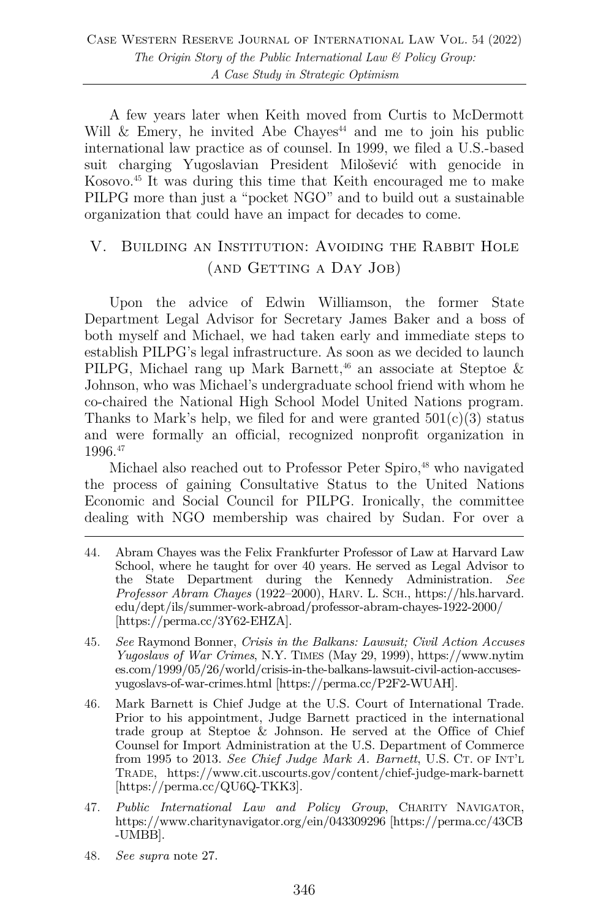A few years later when Keith moved from Curtis to McDermott Will & Emery, he invited Abe Chayes[44] and me to join his public international law practice as of counsel. In 1999, we filed a U.S.-based suit charging Yugoslavian President Milošević with genocide in Kosovo.[45] It was during this time that Keith encouraged me to make PILPG more than just a "pocket NGO" and to build out a sustainable organization that could have an impact for decades to come.

## V. Building an Institution: Avoiding the Rabbit Hole (and Getting a Day Job)

Upon the advice of Edwin Williamson, the former State Department Legal Advisor for Secretary James Baker and a boss of both myself and Michael, we had taken early and immediate steps to establish PILPG's legal infrastructure. As soon as we decided to launch PILPG, Michael rang up Mark Barnett,[46] an associate at Steptoe & Johnson, who was Michael's undergraduate school friend with whom he co-chaired the National High School Model United Nations program. Thanks to Mark's help, we filed for and were granted 501(c)(3) status and were formally an official, recognized nonprofit organization in 1996.[47]

Michael also reached out to Professor Peter Spiro,[48] who navigated the process of gaining Consultative Status to the United Nations Economic and Social Council for PILPG. Ironically, the committee dealing with NGO membership was chaired by Sudan. For over a

---

44. Abram Chayes was the Felix Frankfurter Professor of Law at Harvard Law School, where he taught for over 40 years. He served as Legal Advisor to the State Department during the Kennedy Administration. *See Professor Abram Chayes* (1922–2000), HARV. L. SCH., https://hls.harvard.edu/dept/ils/summer-work-abroad/professor-abram-chayes-1922-2000/ [https://perma.cc/3Y62-EHZA].

45. *See* Raymond Bonner, *Crisis in the Balkans: Lawsuit; Civil Action Accuses Yugoslavs of War Crimes*, N.Y. TIMES (May 29, 1999), https://www.nytimes.com/1999/05/26/world/crisis-in-the-balkans-lawsuit-civil-action-accuses-yugoslavs-of-war-crimes.html [https://perma.cc/P2F2-WUAH].

46. Mark Barnett is Chief Judge at the U.S. Court of International Trade. Prior to his appointment, Judge Barnett practiced in the international trade group at Steptoe & Johnson. He served at the Office of Chief Counsel for Import Administration at the U.S. Department of Commerce from 1995 to 2013. *See Chief Judge Mark A. Barnett*, U.S. CT. OF INT'L TRADE, https://www.cit.uscourts.gov/content/chief-judge-mark-barnett [https://perma.cc/QU6Q-TKK3].

47. *Public International Law and Policy Group*, CHARITY NAVIGATOR, https://www.charitynavigator.org/ein/043309296 [https://perma.cc/43CB-UMBB].

48. *See supra* note 27.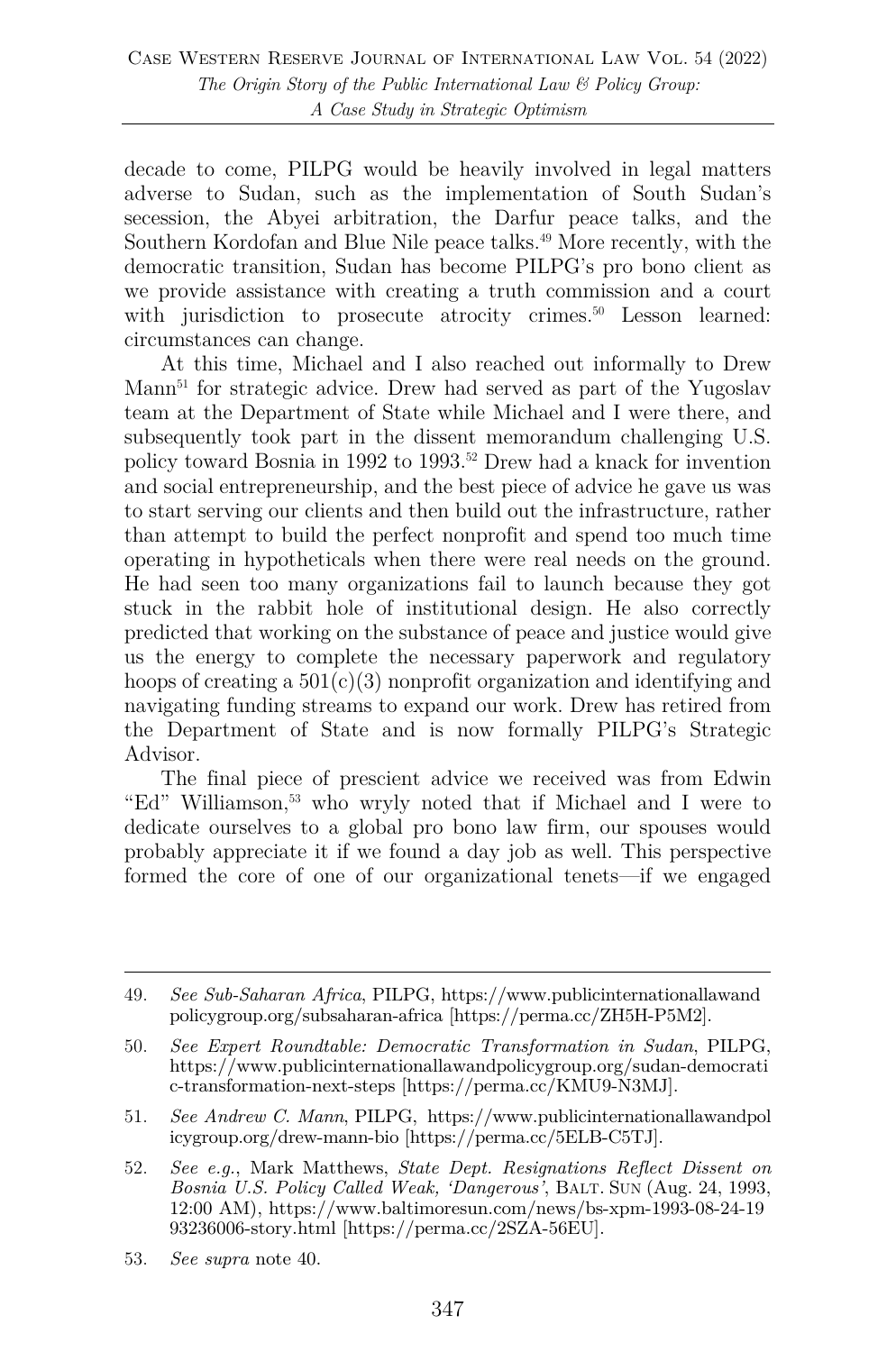decade to come, PILPG would be heavily involved in legal matters adverse to Sudan, such as the implementation of South Sudan's secession, the Abyei arbitration, the Darfur peace talks, and the Southern Kordofan and Blue Nile peace talks.[49] More recently, with the democratic transition, Sudan has become PILPG's pro bono client as we provide assistance with creating a truth commission and a court with jurisdiction to prosecute atrocity crimes.[50] Lesson learned: circumstances can change.

At this time, Michael and I also reached out informally to Drew Mann[51] for strategic advice. Drew had served as part of the Yugoslav team at the Department of State while Michael and I were there, and subsequently took part in the dissent memorandum challenging U.S. policy toward Bosnia in 1992 to 1993.[52] Drew had a knack for invention and social entrepreneurship, and the best piece of advice he gave us was to start serving our clients and then build out the infrastructure, rather than attempt to build the perfect nonprofit and spend too much time operating in hypotheticals when there were real needs on the ground. He had seen too many organizations fail to launch because they got stuck in the rabbit hole of institutional design. He also correctly predicted that working on the substance of peace and justice would give us the energy to complete the necessary paperwork and regulatory hoops of creating a 501(c)(3) nonprofit organization and identifying and navigating funding streams to expand our work. Drew has retired from the Department of State and is now formally PILPG's Strategic Advisor.

The final piece of prescient advice we received was from Edwin "Ed" Williamson,[53] who wryly noted that if Michael and I were to dedicate ourselves to a global pro bono law firm, our spouses would probably appreciate it if we found a day job as well. This perspective formed the core of one of our organizational tenets—if we engaged

---

49. *See Sub-Saharan Africa*, PILPG, https://www.publicinternationallawandpolicygroup.org/subsaharan-africa [https://perma.cc/ZH5H-P5M2].

50. *See Expert Roundtable: Democratic Transformation in Sudan*, PILPG, https://www.publicinternationallawandpolicygroup.org/sudan-democratic-transformation-next-steps [https://perma.cc/KMU9-N3MJ].

51. *See Andrew C. Mann*, PILPG, https://www.publicinternationallawandpolicygroup.org/drew-mann-bio [https://perma.cc/5ELB-C5TJ].

52. *See e.g.*, Mark Matthews, *State Dept. Resignations Reflect Dissent on Bosnia U.S. Policy Called Weak, 'Dangerous'*, BALT. SUN (Aug. 24, 1993, 12:00 AM), https://www.baltimoresun.com/news/bs-xpm-1993-08-24-1993236006-story.html [https://perma.cc/2SZA-56EU].

53. *See supra* note 40.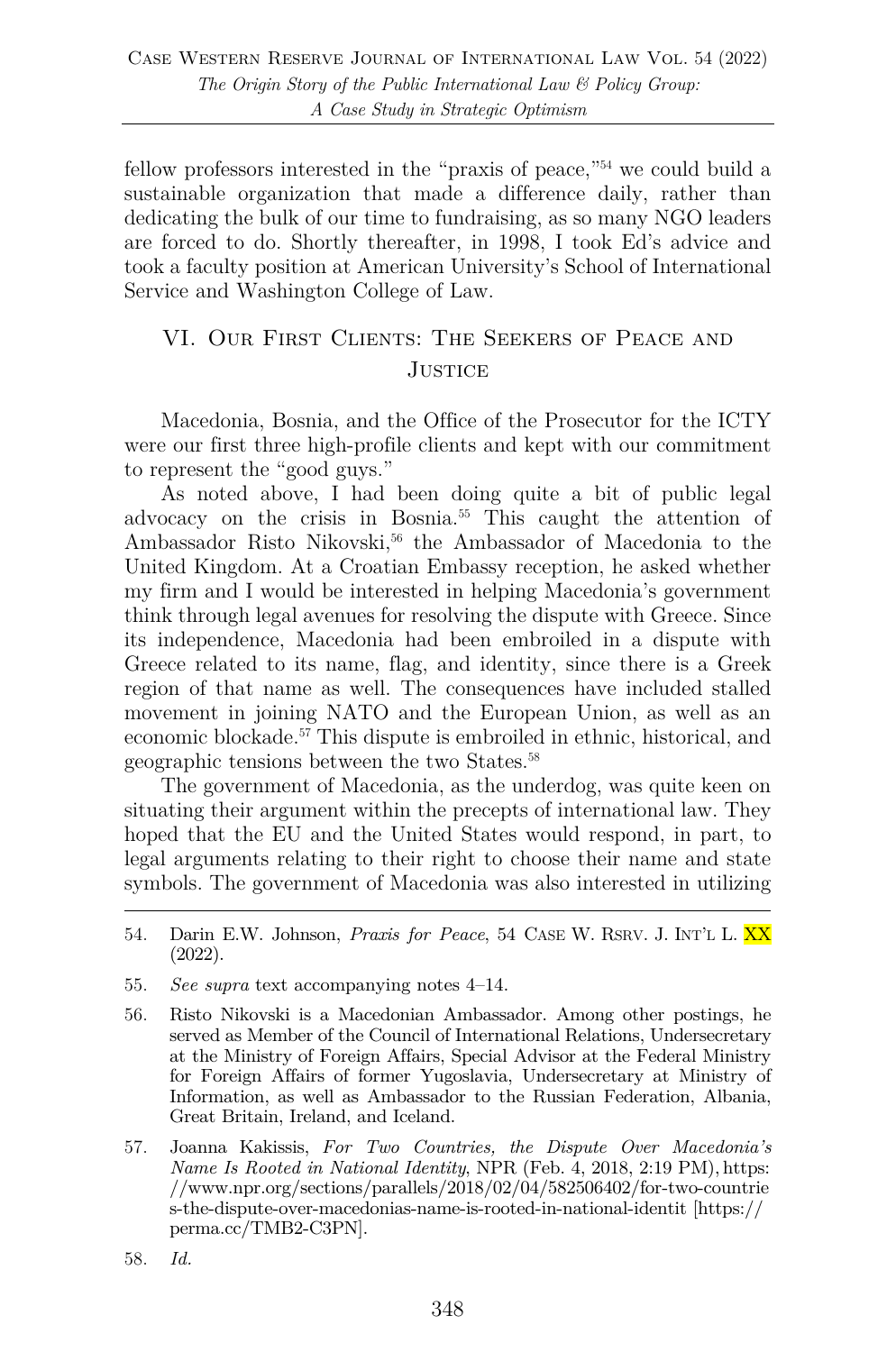fellow professors interested in the "praxis of peace,"[54] we could build a sustainable organization that made a difference daily, rather than dedicating the bulk of our time to fundraising, as so many NGO leaders are forced to do. Shortly thereafter, in 1998, I took Ed's advice and took a faculty position at American University's School of International Service and Washington College of Law.

## VI. Our First Clients: The Seekers of Peace and Justice

Macedonia, Bosnia, and the Office of the Prosecutor for the ICTY were our first three high-profile clients and kept with our commitment to represent the "good guys."

As noted above, I had been doing quite a bit of public legal advocacy on the crisis in Bosnia.[55] This caught the attention of Ambassador Risto Nikovski,[56] the Ambassador of Macedonia to the United Kingdom. At a Croatian Embassy reception, he asked whether my firm and I would be interested in helping Macedonia's government think through legal avenues for resolving the dispute with Greece. Since its independence, Macedonia had been embroiled in a dispute with Greece related to its name, flag, and identity, since there is a Greek region of that name as well. The consequences have included stalled movement in joining NATO and the European Union, as well as an economic blockade.[57] This dispute is embroiled in ethnic, historical, and geographic tensions between the two States.[58]

The government of Macedonia, as the underdog, was quite keen on situating their argument within the precepts of international law. They hoped that the EU and the United States would respond, in part, to legal arguments relating to their right to choose their name and state symbols. The government of Macedonia was also interested in utilizing

---

54. Darin E.W. Johnson, *Praxis for Peace*, 54 Case W. Rsrv. J. Int'l L. XX (2022).

55. *See supra* text accompanying notes 4–14.

56. Risto Nikovski is a Macedonian Ambassador. Among other postings, he served as Member of the Council of International Relations, Undersecretary at the Ministry of Foreign Affairs, Special Advisor at the Federal Ministry for Foreign Affairs of former Yugoslavia, Undersecretary at Ministry of Information, as well as Ambassador to the Russian Federation, Albania, Great Britain, Ireland, and Iceland.

57. Joanna Kakissis, *For Two Countries, the Dispute Over Macedonia's Name Is Rooted in National Identity*, NPR (Feb. 4, 2018, 2:19 PM), https://www.npr.org/sections/parallels/2018/02/04/582506402/for-two-countries-the-dispute-over-macedonias-name-is-rooted-in-national-identit [https://perma.cc/TMB2-C3PN].

58. *Id.*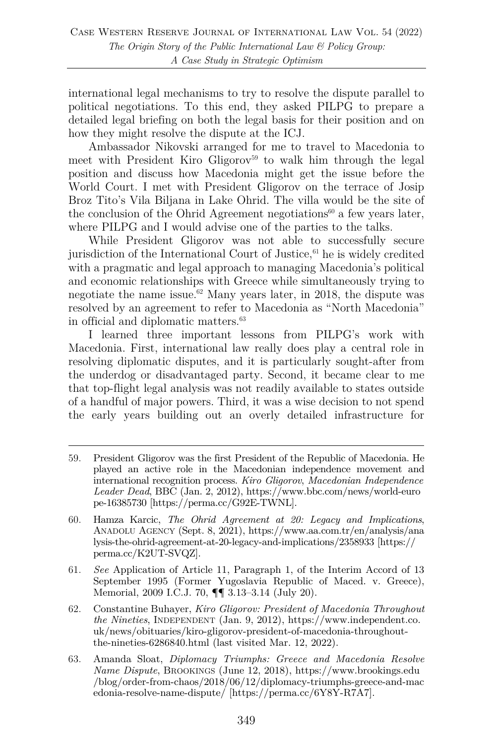international legal mechanisms to try to resolve the dispute parallel to political negotiations. To this end, they asked PILPG to prepare a detailed legal briefing on both the legal basis for their position and on how they might resolve the dispute at the ICJ.

Ambassador Nikovski arranged for me to travel to Macedonia to meet with President Kiro Gligorov[59] to walk him through the legal position and discuss how Macedonia might get the issue before the World Court. I met with President Gligorov on the terrace of Josip Broz Tito's Vila Biljana in Lake Ohrid. The villa would be the site of the conclusion of the Ohrid Agreement negotiations[60] a few years later, where PILPG and I would advise one of the parties to the talks.

While President Gligorov was not able to successfully secure jurisdiction of the International Court of Justice,[61] he is widely credited with a pragmatic and legal approach to managing Macedonia's political and economic relationships with Greece while simultaneously trying to negotiate the name issue.[62] Many years later, in 2018, the dispute was resolved by an agreement to refer to Macedonia as "North Macedonia" in official and diplomatic matters.[63]

I learned three important lessons from PILPG's work with Macedonia. First, international law really does play a central role in resolving diplomatic disputes, and it is particularly sought-after from the underdog or disadvantaged party. Second, it became clear to me that top-flight legal analysis was not readily available to states outside of a handful of major powers. Third, it was a wise decision to not spend the early years building out an overly detailed infrastructure for

---

59. President Gligorov was the first President of the Republic of Macedonia. He played an active role in the Macedonian independence movement and international recognition process. *Kiro Gligorov, Macedonian Independence Leader Dead*, BBC (Jan. 2, 2012), https://www.bbc.com/news/world-europe-16385730 [https://perma.cc/G92E-TWNL].

60. Hamza Karcic, *The Ohrid Agreement at 20: Legacy and Implications*, ANADOLU AGENCY (Sept. 8, 2021), https://www.aa.com.tr/en/analysis/analysis-the-ohrid-agreement-at-20-legacy-and-implications/2358933 [https://perma.cc/K2UT-SVQZ].

61. *See* Application of Article 11, Paragraph 1, of the Interim Accord of 13 September 1995 (Former Yugoslavia Republic of Maced. v. Greece), Memorial, 2009 I.C.J. 70, ¶¶ 3.13–3.14 (July 20).

62. Constantine Buhayer, *Kiro Gligorov: President of Macedonia Throughout the Nineties*, INDEPENDENT (Jan. 9, 2012), https://www.independent.co.uk/news/obituaries/kiro-gligorov-president-of-macedonia-throughout-the-nineties-6286840.html (last visited Mar. 12, 2022).

63. Amanda Sloat, *Diplomacy Triumphs: Greece and Macedonia Resolve Name Dispute*, BROOKINGS (June 12, 2018), https://www.brookings.edu/blog/order-from-chaos/2018/06/12/diplomacy-triumphs-greece-and-macedonia-resolve-name-dispute/ [https://perma.cc/6Y8Y-R7A7].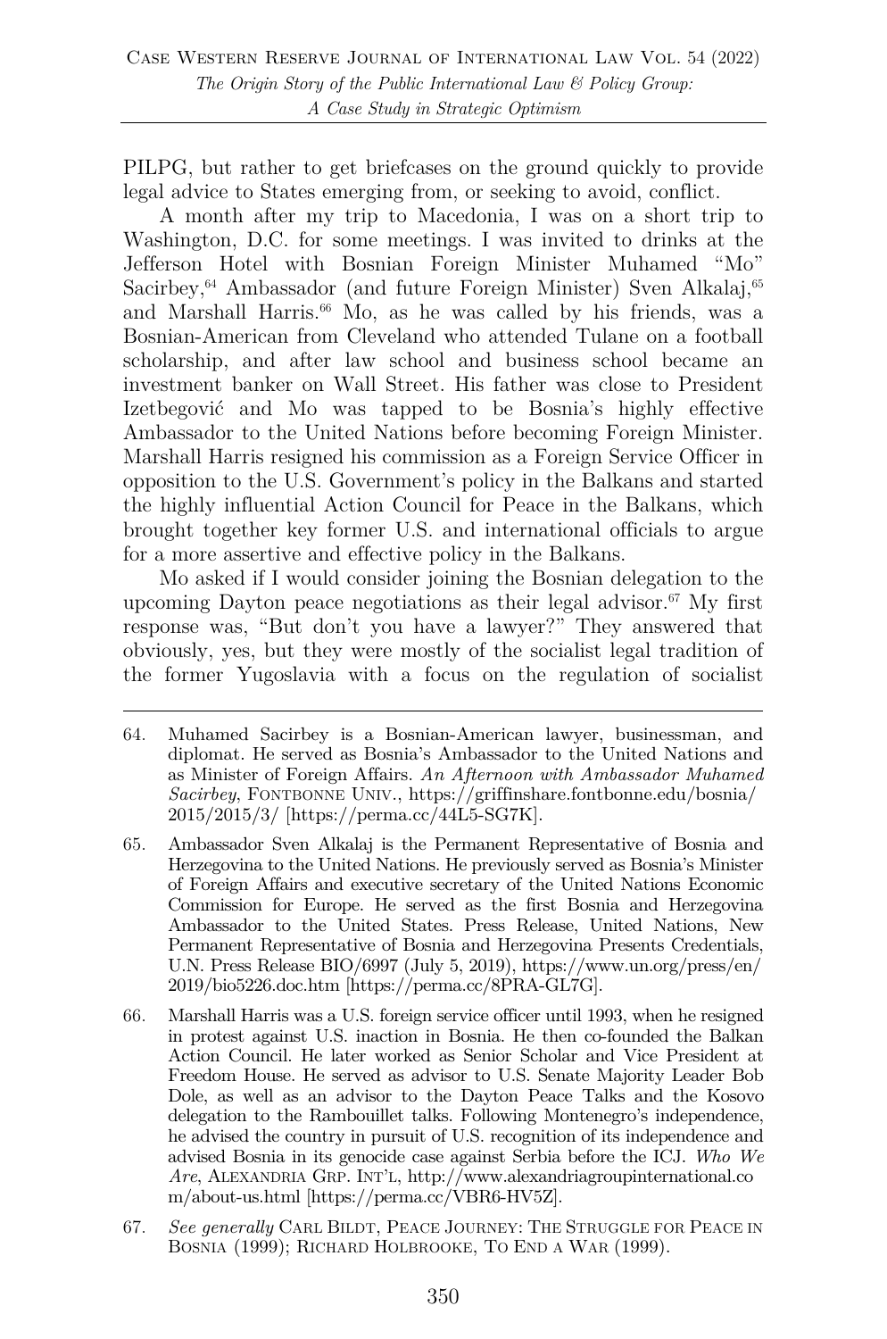PILPG, but rather to get briefcases on the ground quickly to provide legal advice to States emerging from, or seeking to avoid, conflict.

A month after my trip to Macedonia, I was on a short trip to Washington, D.C. for some meetings. I was invited to drinks at the Jefferson Hotel with Bosnian Foreign Minister Muhamed "Mo" Sacirbey,[64] Ambassador (and future Foreign Minister) Sven Alkalaj,[65] and Marshall Harris.[66] Mo, as he was called by his friends, was a Bosnian-American from Cleveland who attended Tulane on a football scholarship, and after law school and business school became an investment banker on Wall Street. His father was close to President Izetbegović and Mo was tapped to be Bosnia's highly effective Ambassador to the United Nations before becoming Foreign Minister. Marshall Harris resigned his commission as a Foreign Service Officer in opposition to the U.S. Government's policy in the Balkans and started the highly influential Action Council for Peace in the Balkans, which brought together key former U.S. and international officials to argue for a more assertive and effective policy in the Balkans.

Mo asked if I would consider joining the Bosnian delegation to the upcoming Dayton peace negotiations as their legal advisor.[67] My first response was, "But don't you have a lawyer?" They answered that obviously, yes, but they were mostly of the socialist legal tradition of the former Yugoslavia with a focus on the regulation of socialist

---

64. Muhamed Sacirbey is a Bosnian-American lawyer, businessman, and diplomat. He served as Bosnia's Ambassador to the United Nations and as Minister of Foreign Affairs. *An Afternoon with Ambassador Muhamed Sacirbey*, FONTBONNE UNIV., https://griffinshare.fontbonne.edu/bosnia/2015/2015/3/ [https://perma.cc/44L5-SG7K].

65. Ambassador Sven Alkalaj is the Permanent Representative of Bosnia and Herzegovina to the United Nations. He previously served as Bosnia's Minister of Foreign Affairs and executive secretary of the United Nations Economic Commission for Europe. He served as the first Bosnia and Herzegovina Ambassador to the United States. Press Release, United Nations, New Permanent Representative of Bosnia and Herzegovina Presents Credentials, U.N. Press Release BIO/6997 (July 5, 2019), https://www.un.org/press/en/2019/bio5226.doc.htm [https://perma.cc/8PRA-GL7G].

66. Marshall Harris was a U.S. foreign service officer until 1993, when he resigned in protest against U.S. inaction in Bosnia. He then co-founded the Balkan Action Council. He later worked as Senior Scholar and Vice President at Freedom House. He served as advisor to U.S. Senate Majority Leader Bob Dole, as well as an advisor to the Dayton Peace Talks and the Kosovo delegation to the Rambouillet talks. Following Montenegro's independence, he advised the country in pursuit of U.S. recognition of its independence and advised Bosnia in its genocide case against Serbia before the ICJ. *Who We Are*, ALEXANDRIA GRP. INT'L, http://www.alexandriagroupinternational.com/about-us.html [https://perma.cc/VBR6-HV5Z].

67. *See generally* CARL BILDT, PEACE JOURNEY: THE STRUGGLE FOR PEACE IN BOSNIA (1999); RICHARD HOLBROOKE, TO END A WAR (1999).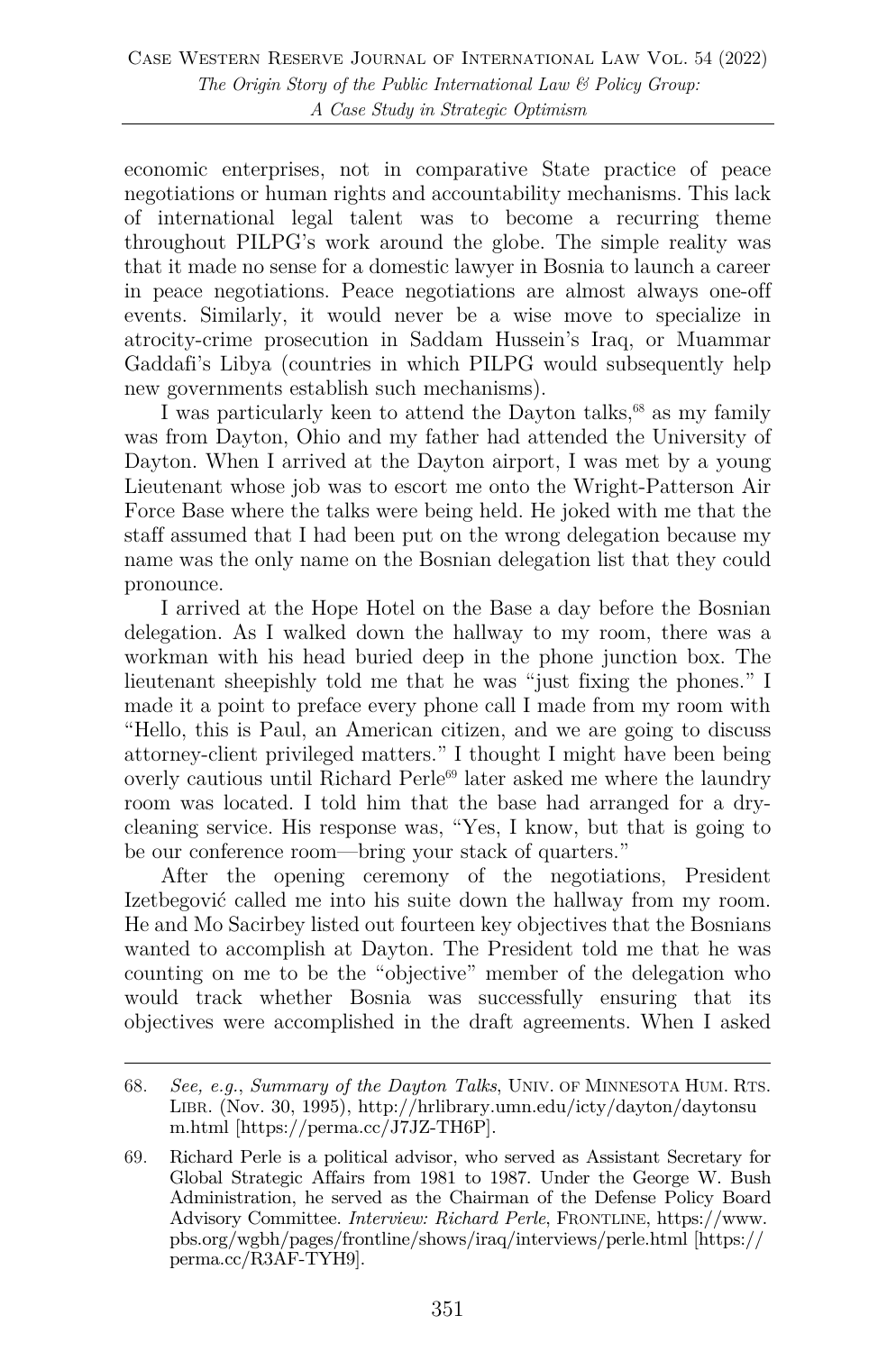economic enterprises, not in comparative State practice of peace negotiations or human rights and accountability mechanisms. This lack of international legal talent was to become a recurring theme throughout PILPG's work around the globe. The simple reality was that it made no sense for a domestic lawyer in Bosnia to launch a career in peace negotiations. Peace negotiations are almost always one-off events. Similarly, it would never be a wise move to specialize in atrocity-crime prosecution in Saddam Hussein's Iraq, or Muammar Gaddafi's Libya (countries in which PILPG would subsequently help new governments establish such mechanisms).

I was particularly keen to attend the Dayton talks,[68] as my family was from Dayton, Ohio and my father had attended the University of Dayton. When I arrived at the Dayton airport, I was met by a young Lieutenant whose job was to escort me onto the Wright-Patterson Air Force Base where the talks were being held. He joked with me that the staff assumed that I had been put on the wrong delegation because my name was the only name on the Bosnian delegation list that they could pronounce.

I arrived at the Hope Hotel on the Base a day before the Bosnian delegation. As I walked down the hallway to my room, there was a workman with his head buried deep in the phone junction box. The lieutenant sheepishly told me that he was "just fixing the phones." I made it a point to preface every phone call I made from my room with "Hello, this is Paul, an American citizen, and we are going to discuss attorney-client privileged matters." I thought I might have been being overly cautious until Richard Perle[69] later asked me where the laundry room was located. I told him that the base had arranged for a dry-cleaning service. His response was, "Yes, I know, but that is going to be our conference room—bring your stack of quarters."

After the opening ceremony of the negotiations, President Izetbegović called me into his suite down the hallway from my room. He and Mo Sacirbey listed out fourteen key objectives that the Bosnians wanted to accomplish at Dayton. The President told me that he was counting on me to be the "objective" member of the delegation who would track whether Bosnia was successfully ensuring that its objectives were accomplished in the draft agreements. When I asked

---

68. *See, e.g.*, *Summary of the Dayton Talks*, UNIV. OF MINNESOTA HUM. RTS. LIBR. (Nov. 30, 1995), http://hrlibrary.umn.edu/icty/dayton/daytonsum.html [https://perma.cc/J7JZ-TH6P].

69. Richard Perle is a political advisor, who served as Assistant Secretary for Global Strategic Affairs from 1981 to 1987. Under the George W. Bush Administration, he served as the Chairman of the Defense Policy Board Advisory Committee. *Interview: Richard Perle*, FRONTLINE, https://www.pbs.org/wgbh/pages/frontline/shows/iraq/interviews/perle.html [https://perma.cc/R3AF-TYH9].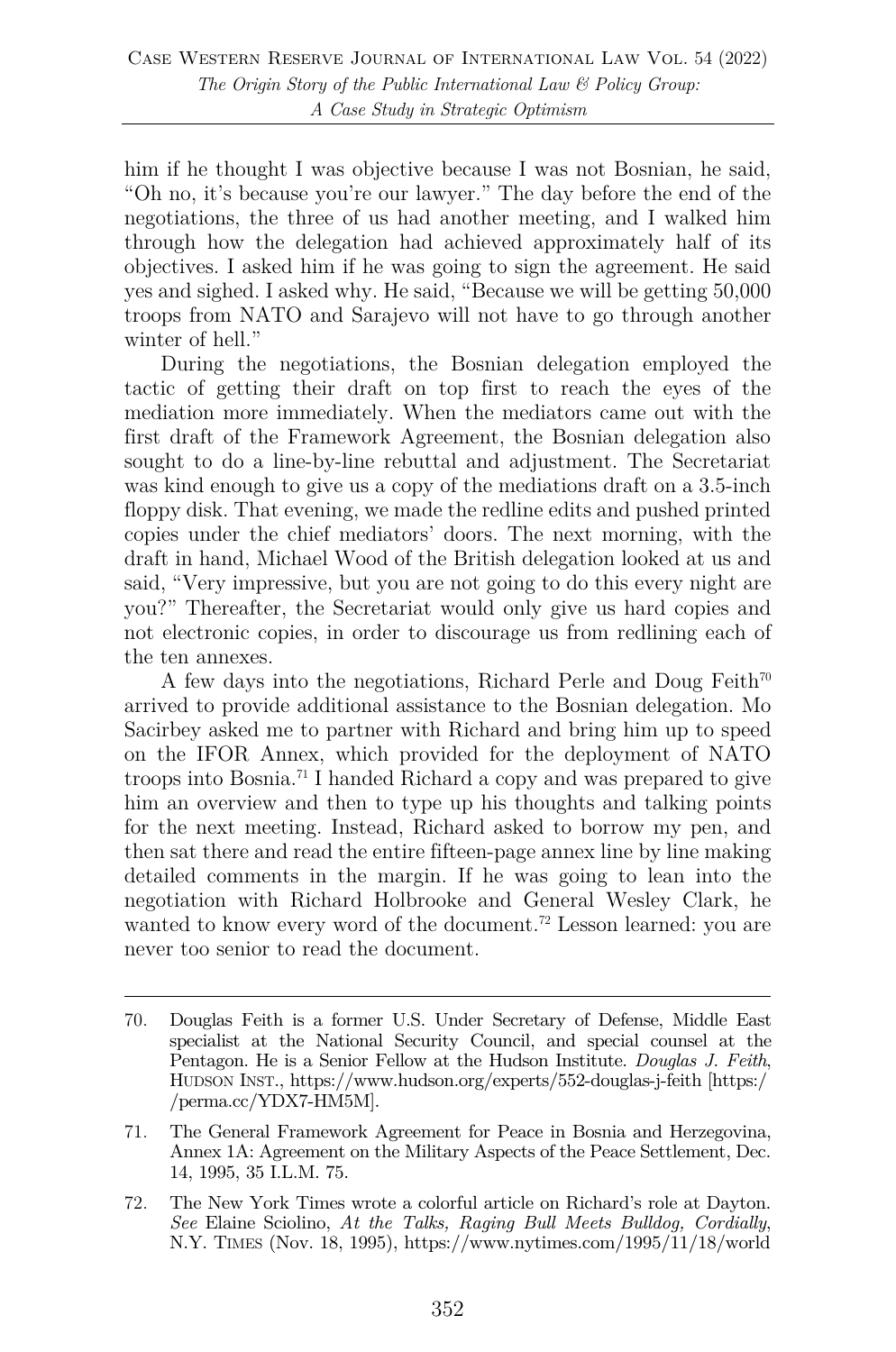him if he thought I was objective because I was not Bosnian, he said, "Oh no, it's because you're our lawyer." The day before the end of the negotiations, the three of us had another meeting, and I walked him through how the delegation had achieved approximately half of its objectives. I asked him if he was going to sign the agreement. He said yes and sighed. I asked why. He said, "Because we will be getting 50,000 troops from NATO and Sarajevo will not have to go through another winter of hell."

During the negotiations, the Bosnian delegation employed the tactic of getting their draft on top first to reach the eyes of the mediation more immediately. When the mediators came out with the first draft of the Framework Agreement, the Bosnian delegation also sought to do a line-by-line rebuttal and adjustment. The Secretariat was kind enough to give us a copy of the mediations draft on a 3.5-inch floppy disk. That evening, we made the redline edits and pushed printed copies under the chief mediators' doors. The next morning, with the draft in hand, Michael Wood of the British delegation looked at us and said, "Very impressive, but you are not going to do this every night are you?" Thereafter, the Secretariat would only give us hard copies and not electronic copies, in order to discourage us from redlining each of the ten annexes.

A few days into the negotiations, Richard Perle and Doug Feith[70] arrived to provide additional assistance to the Bosnian delegation. Mo Sacirbey asked me to partner with Richard and bring him up to speed on the IFOR Annex, which provided for the deployment of NATO troops into Bosnia.[71] I handed Richard a copy and was prepared to give him an overview and then to type up his thoughts and talking points for the next meeting. Instead, Richard asked to borrow my pen, and then sat there and read the entire fifteen-page annex line by line making detailed comments in the margin. If he was going to lean into the negotiation with Richard Holbrooke and General Wesley Clark, he wanted to know every word of the document.[72] Lesson learned: you are never too senior to read the document.

---

70. Douglas Feith is a former U.S. Under Secretary of Defense, Middle East specialist at the National Security Council, and special counsel at the Pentagon. He is a Senior Fellow at the Hudson Institute. *Douglas J. Feith*, HUDSON INST., https://www.hudson.org/experts/552-douglas-j-feith [https://perma.cc/YDX7-HM5M].

71. The General Framework Agreement for Peace in Bosnia and Herzegovina, Annex 1A: Agreement on the Military Aspects of the Peace Settlement, Dec. 14, 1995, 35 I.L.M. 75.

72. The New York Times wrote a colorful article on Richard's role at Dayton. *See* Elaine Sciolino, *At the Talks, Raging Bull Meets Bulldog, Cordially*, N.Y. TIMES (Nov. 18, 1995), https://www.nytimes.com/1995/11/18/world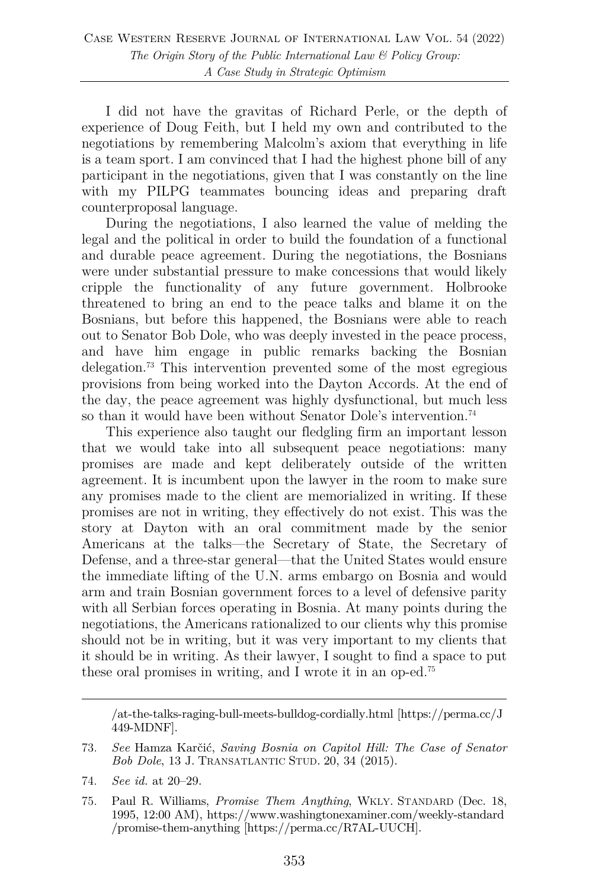I did not have the gravitas of Richard Perle, or the depth of experience of Doug Feith, but I held my own and contributed to the negotiations by remembering Malcolm's axiom that everything in life is a team sport. I am convinced that I had the highest phone bill of any participant in the negotiations, given that I was constantly on the line with my PILPG teammates bouncing ideas and preparing draft counterproposal language.

During the negotiations, I also learned the value of melding the legal and the political in order to build the foundation of a functional and durable peace agreement. During the negotiations, the Bosnians were under substantial pressure to make concessions that would likely cripple the functionality of any future government. Holbrooke threatened to bring an end to the peace talks and blame it on the Bosnians, but before this happened, the Bosnians were able to reach out to Senator Bob Dole, who was deeply invested in the peace process, and have him engage in public remarks backing the Bosnian delegation.[73] This intervention prevented some of the most egregious provisions from being worked into the Dayton Accords. At the end of the day, the peace agreement was highly dysfunctional, but much less so than it would have been without Senator Dole's intervention.[74]

This experience also taught our fledgling firm an important lesson that we would take into all subsequent peace negotiations: many promises are made and kept deliberately outside of the written agreement. It is incumbent upon the lawyer in the room to make sure any promises made to the client are memorialized in writing. If these promises are not in writing, they effectively do not exist. This was the story at Dayton with an oral commitment made by the senior Americans at the talks—the Secretary of State, the Secretary of Defense, and a three-star general—that the United States would ensure the immediate lifting of the U.N. arms embargo on Bosnia and would arm and train Bosnian government forces to a level of defensive parity with all Serbian forces operating in Bosnia. At many points during the negotiations, the Americans rationalized to our clients why this promise should not be in writing, but it was very important to my clients that it should be in writing. As their lawyer, I sought to find a space to put these oral promises in writing, and I wrote it in an op-ed.[75]

---

/at-the-talks-raging-bull-meets-bulldog-cordially.html [https://perma.cc/J449-MDNF].

73. *See* Hamza Karčić, *Saving Bosnia on Capitol Hill: The Case of Senator Bob Dole*, 13 J. TRANSATLANTIC STUD. 20, 34 (2015).

74. *See id.* at 20–29.

75. Paul R. Williams, *Promise Them Anything*, WKLY. STANDARD (Dec. 18, 1995, 12:00 AM), https://www.washingtonexaminer.com/weekly-standard/promise-them-anything [https://perma.cc/R7AL-UUCH].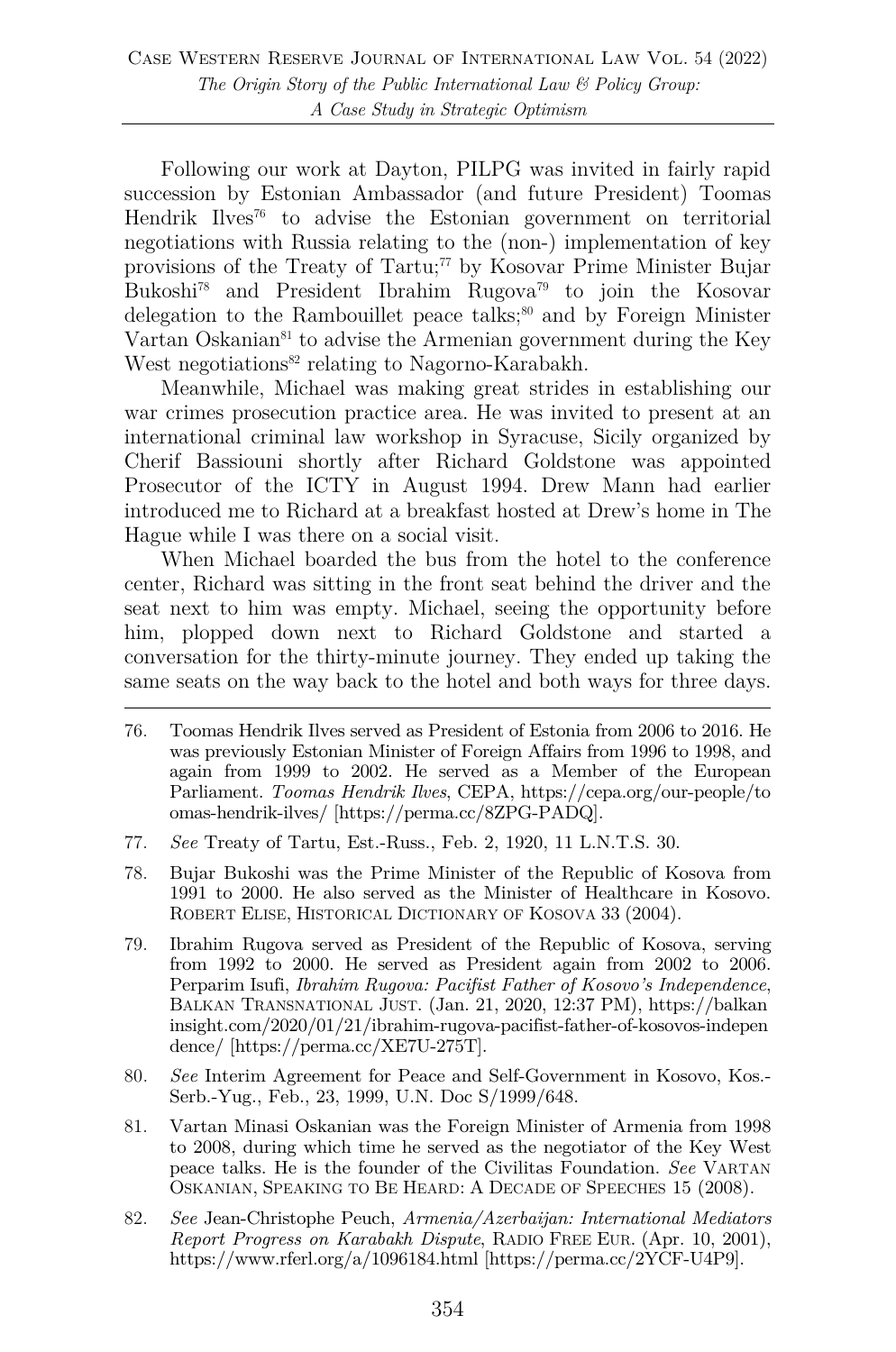Following our work at Dayton, PILPG was invited in fairly rapid succession by Estonian Ambassador (and future President) Toomas Hendrik Ilves[76] to advise the Estonian government on territorial negotiations with Russia relating to the (non-) implementation of key provisions of the Treaty of Tartu;[77] by Kosovar Prime Minister Bujar Bukoshi[78] and President Ibrahim Rugova[79] to join the Kosovar delegation to the Rambouillet peace talks;[80] and by Foreign Minister Vartan Oskanian[81] to advise the Armenian government during the Key West negotiations[82] relating to Nagorno-Karabakh.

Meanwhile, Michael was making great strides in establishing our war crimes prosecution practice area. He was invited to present at an international criminal law workshop in Syracuse, Sicily organized by Cherif Bassiouni shortly after Richard Goldstone was appointed Prosecutor of the ICTY in August 1994. Drew Mann had earlier introduced me to Richard at a breakfast hosted at Drew's home in The Hague while I was there on a social visit.

When Michael boarded the bus from the hotel to the conference center, Richard was sitting in the front seat behind the driver and the seat next to him was empty. Michael, seeing the opportunity before him, plopped down next to Richard Goldstone and started a conversation for the thirty-minute journey. They ended up taking the same seats on the way back to the hotel and both ways for three days.

---

76. Toomas Hendrik Ilves served as President of Estonia from 2006 to 2016. He was previously Estonian Minister of Foreign Affairs from 1996 to 1998, and again from 1999 to 2002. He served as a Member of the European Parliament. *Toomas Hendrik Ilves*, CEPA, https://cepa.org/our-people/toomas-hendrik-ilves/ [https://perma.cc/8ZPG-PADQ].

77. *See* Treaty of Tartu, Est.-Russ., Feb. 2, 1920, 11 L.N.T.S. 30.

78. Bujar Bukoshi was the Prime Minister of the Republic of Kosova from 1991 to 2000. He also served as the Minister of Healthcare in Kosovo. ROBERT ELISE, HISTORICAL DICTIONARY OF KOSOVA 33 (2004).

79. Ibrahim Rugova served as President of the Republic of Kosova, serving from 1992 to 2000. He served as President again from 2002 to 2006. Perparim Isufi, *Ibrahim Rugova: Pacifist Father of Kosovo's Independence*, BALKAN TRANSNATIONAL JUST. (Jan. 21, 2020, 12:37 PM), https://balkaninsight.com/2020/01/21/ibrahim-rugova-pacifist-father-of-kosovos-independence/ [https://perma.cc/XE7U-275T].

80. *See* Interim Agreement for Peace and Self-Government in Kosovo, Kos.-Serb.-Yug., Feb., 23, 1999, U.N. Doc S/1999/648.

81. Vartan Minasi Oskanian was the Foreign Minister of Armenia from 1998 to 2008, during which time he served as the negotiator of the Key West peace talks. He is the founder of the Civilitas Foundation. *See* VARTAN OSKANIAN, SPEAKING TO BE HEARD: A DECADE OF SPEECHES 15 (2008).

82. *See* Jean-Christophe Peuch, *Armenia/Azerbaijan: International Mediators Report Progress on Karabakh Dispute*, RADIO FREE EUR. (Apr. 10, 2001), https://www.rferl.org/a/1096184.html [https://perma.cc/2YCF-U4P9].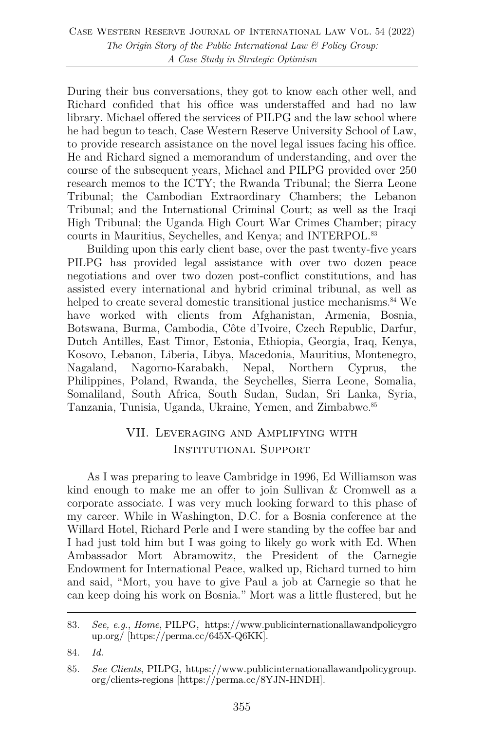During their bus conversations, they got to know each other well, and Richard confided that his office was understaffed and had no law library. Michael offered the services of PILPG and the law school where he had begun to teach, Case Western Reserve University School of Law, to provide research assistance on the novel legal issues facing his office. He and Richard signed a memorandum of understanding, and over the course of the subsequent years, Michael and PILPG provided over 250 research memos to the ICTY; the Rwanda Tribunal; the Sierra Leone Tribunal; the Cambodian Extraordinary Chambers; the Lebanon Tribunal; and the International Criminal Court; as well as the Iraqi High Tribunal; the Uganda High Court War Crimes Chamber; piracy courts in Mauritius, Seychelles, and Kenya; and INTERPOL.[83]

Building upon this early client base, over the past twenty-five years PILPG has provided legal assistance with over two dozen peace negotiations and over two dozen post-conflict constitutions, and has assisted every international and hybrid criminal tribunal, as well as helped to create several domestic transitional justice mechanisms.[84] We have worked with clients from Afghanistan, Armenia, Bosnia, Botswana, Burma, Cambodia, Côte d'Ivoire, Czech Republic, Darfur, Dutch Antilles, East Timor, Estonia, Ethiopia, Georgia, Iraq, Kenya, Kosovo, Lebanon, Liberia, Libya, Macedonia, Mauritius, Montenegro, Nagaland, Nagorno-Karabakh, Nepal, Northern Cyprus, the Philippines, Poland, Rwanda, the Seychelles, Sierra Leone, Somalia, Somaliland, South Africa, South Sudan, Sudan, Sri Lanka, Syria, Tanzania, Tunisia, Uganda, Ukraine, Yemen, and Zimbabwe.[85]

## VII. Leveraging and Amplifying with Institutional Support

As I was preparing to leave Cambridge in 1996, Ed Williamson was kind enough to make me an offer to join Sullivan & Cromwell as a corporate associate. I was very much looking forward to this phase of my career. While in Washington, D.C. for a Bosnia conference at the Willard Hotel, Richard Perle and I were standing by the coffee bar and I had just told him but I was going to likely go work with Ed. When Ambassador Mort Abramowitz, the President of the Carnegie Endowment for International Peace, walked up, Richard turned to him and said, "Mort, you have to give Paul a job at Carnegie so that he can keep doing his work on Bosnia." Mort was a little flustered, but he

---

83. *See, e.g.*, *Home*, PILPG, https://www.publicinternationallawandpolicygroup.org/ [https://perma.cc/645X-Q6KK].

84. *Id.*

85. *See Clients*, PILPG, https://www.publicinternationallawandpolicygroup.org/clients-regions [https://perma.cc/8YJN-HNDH].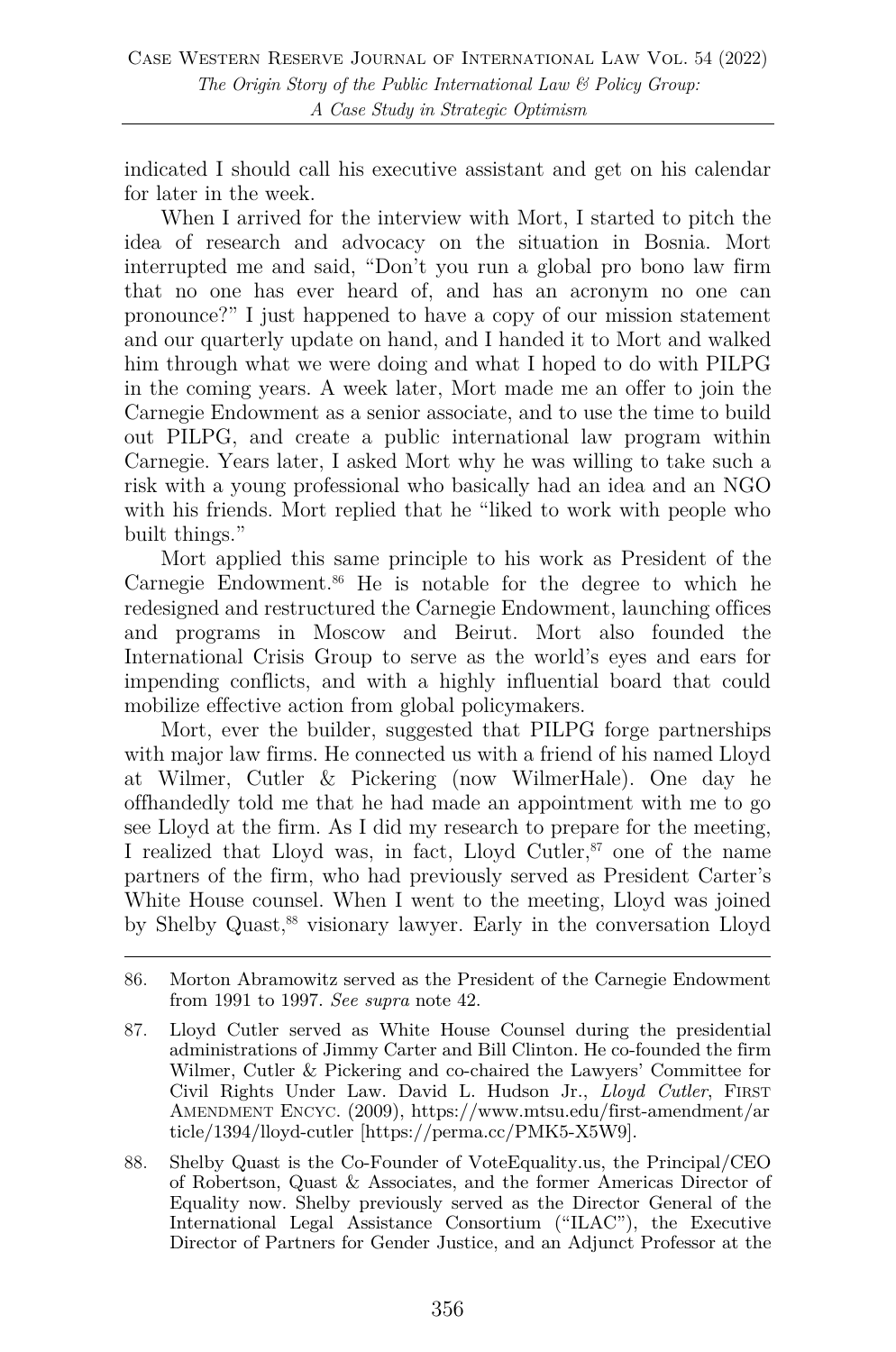indicated I should call his executive assistant and get on his calendar for later in the week.

When I arrived for the interview with Mort, I started to pitch the idea of research and advocacy on the situation in Bosnia. Mort interrupted me and said, "Don't you run a global pro bono law firm that no one has ever heard of, and has an acronym no one can pronounce?" I just happened to have a copy of our mission statement and our quarterly update on hand, and I handed it to Mort and walked him through what we were doing and what I hoped to do with PILPG in the coming years. A week later, Mort made me an offer to join the Carnegie Endowment as a senior associate, and to use the time to build out PILPG, and create a public international law program within Carnegie. Years later, I asked Mort why he was willing to take such a risk with a young professional who basically had an idea and an NGO with his friends. Mort replied that he "liked to work with people who built things."

Mort applied this same principle to his work as President of the Carnegie Endowment.[86] He is notable for the degree to which he redesigned and restructured the Carnegie Endowment, launching offices and programs in Moscow and Beirut. Mort also founded the International Crisis Group to serve as the world's eyes and ears for impending conflicts, and with a highly influential board that could mobilize effective action from global policymakers.

Mort, ever the builder, suggested that PILPG forge partnerships with major law firms. He connected us with a friend of his named Lloyd at Wilmer, Cutler & Pickering (now WilmerHale). One day he offhandedly told me that he had made an appointment with me to go see Lloyd at the firm. As I did my research to prepare for the meeting, I realized that Lloyd was, in fact, Lloyd Cutler,[87] one of the name partners of the firm, who had previously served as President Carter's White House counsel. When I went to the meeting, Lloyd was joined by Shelby Quast,[88] visionary lawyer. Early in the conversation Lloyd

---

86. Morton Abramowitz served as the President of the Carnegie Endowment from 1991 to 1997. *See supra* note 42.

87. Lloyd Cutler served as White House Counsel during the presidential administrations of Jimmy Carter and Bill Clinton. He co-founded the firm Wilmer, Cutler & Pickering and co-chaired the Lawyers' Committee for Civil Rights Under Law. David L. Hudson Jr., *Lloyd Cutler*, FIRST AMENDMENT ENCYC. (2009), https://www.mtsu.edu/first-amendment/article/1394/lloyd-cutler [https://perma.cc/PMK5-X5W9].

88. Shelby Quast is the Co-Founder of VoteEquality.us, the Principal/CEO of Robertson, Quast & Associates, and the former Americas Director of Equality now. Shelby previously served as the Director General of the International Legal Assistance Consortium ("ILAC"), the Executive Director of Partners for Gender Justice, and an Adjunct Professor at the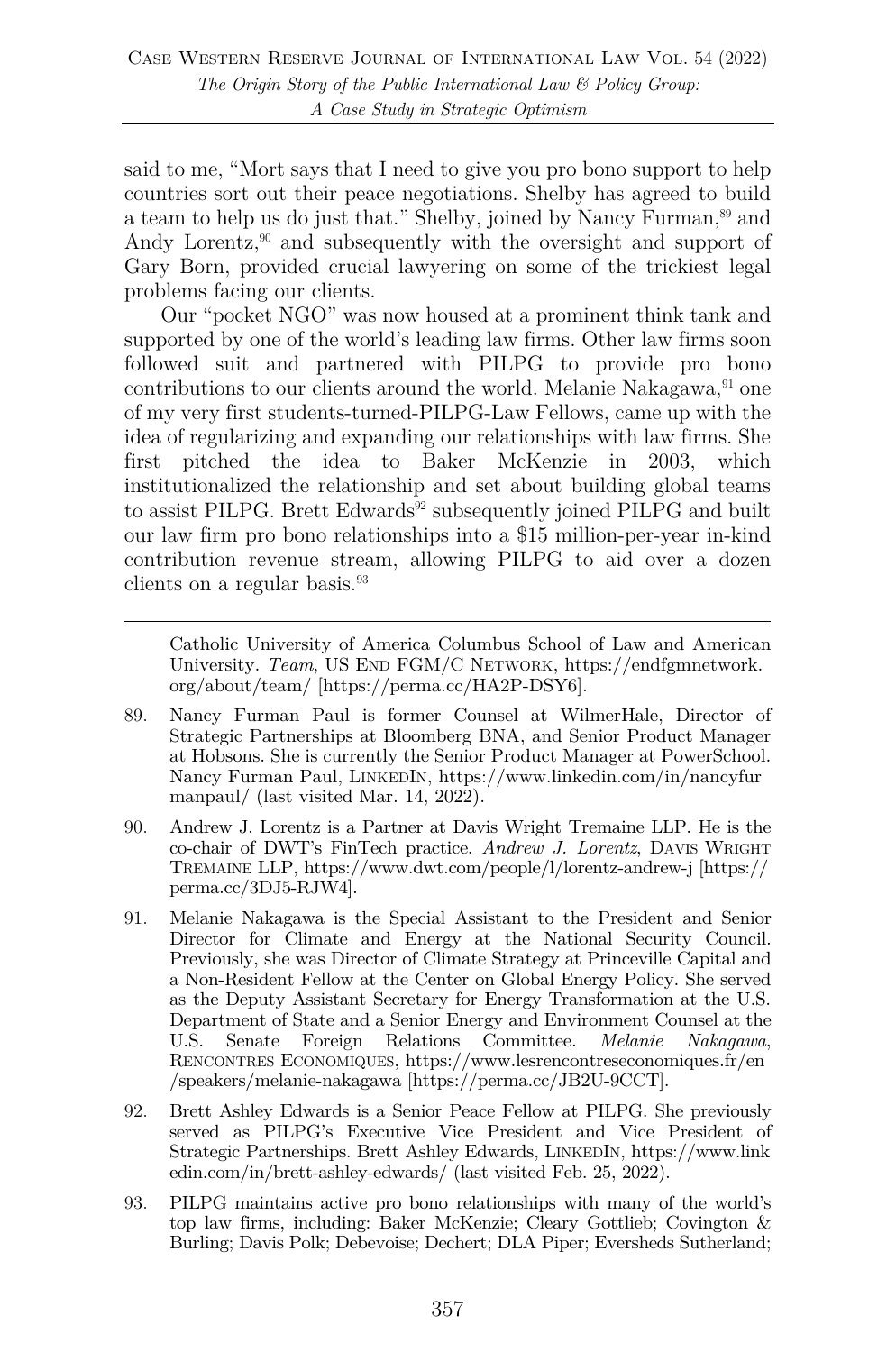said to me, "Mort says that I need to give you pro bono support to help countries sort out their peace negotiations. Shelby has agreed to build a team to help us do just that." Shelby, joined by Nancy Furman,[89] and Andy Lorentz,[90] and subsequently with the oversight and support of Gary Born, provided crucial lawyering on some of the trickiest legal problems facing our clients.

Our "pocket NGO" was now housed at a prominent think tank and supported by one of the world's leading law firms. Other law firms soon followed suit and partnered with PILPG to provide pro bono contributions to our clients around the world. Melanie Nakagawa,[91] one of my very first students-turned-PILPG-Law Fellows, came up with the idea of regularizing and expanding our relationships with law firms. She first pitched the idea to Baker McKenzie in 2003, which institutionalized the relationship and set about building global teams to assist PILPG. Brett Edwards[92] subsequently joined PILPG and built our law firm pro bono relationships into a $15 million-per-year in-kind contribution revenue stream, allowing PILPG to aid over a dozen clients on a regular basis.[93]

---

Catholic University of America Columbus School of Law and American University. *Team*, US END FGM/C NETWORK, https://endfgmnetwork.org/about/team/ [https://perma.cc/HA2P-DSY6].

89. Nancy Furman Paul is former Counsel at WilmerHale, Director of Strategic Partnerships at Bloomberg BNA, and Senior Product Manager at Hobsons. She is currently the Senior Product Manager at PowerSchool. Nancy Furman Paul, LINKEDIN, https://www.linkedin.com/in/nancyfurmanpaul/ (last visited Mar. 14, 2022).

90. Andrew J. Lorentz is a Partner at Davis Wright Tremaine LLP. He is the co-chair of DWT's FinTech practice. *Andrew J. Lorentz*, DAVIS WRIGHT TREMAINE LLP, https://www.dwt.com/people/l/lorentz-andrew-j [https://perma.cc/3DJ5-RJW4].

91. Melanie Nakagawa is the Special Assistant to the President and Senior Director for Climate and Energy at the National Security Council. Previously, she was Director of Climate Strategy at Princeville Capital and a Non-Resident Fellow at the Center on Global Energy Policy. She served as the Deputy Assistant Secretary for Energy Transformation at the U.S. Department of State and a Senior Energy and Environment Counsel at the U.S. Senate Foreign Relations Committee. *Melanie Nakagawa*, RENCONTRES ECONOMIQUES, https://www.lesrencontreseconomiques.fr/en/speakers/melanie-nakagawa [https://perma.cc/JB2U-9CCT].

92. Brett Ashley Edwards is a Senior Peace Fellow at PILPG. She previously served as PILPG's Executive Vice President and Vice President of Strategic Partnerships. Brett Ashley Edwards, LINKEDIN, https://www.linkedin.com/in/brett-ashley-edwards/ (last visited Feb. 25, 2022).

93. PILPG maintains active pro bono relationships with many of the world's top law firms, including: Baker McKenzie; Cleary Gottlieb; Covington & Burling; Davis Polk; Debevoise; Dechert; DLA Piper; Eversheds Sutherland;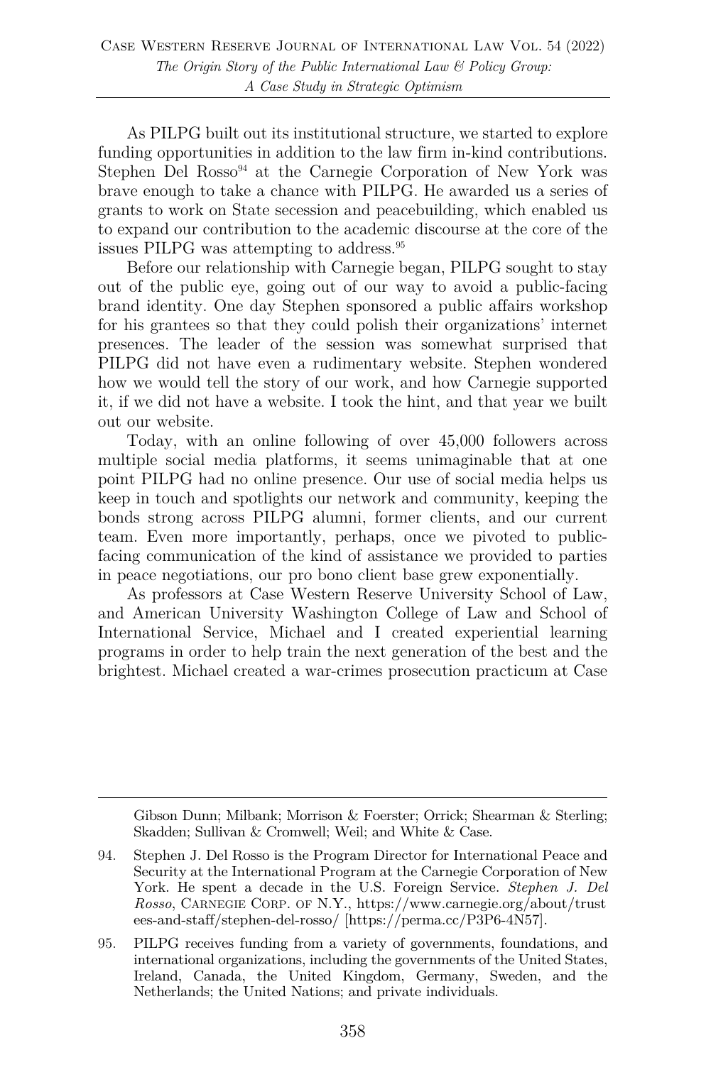As PILPG built out its institutional structure, we started to explore funding opportunities in addition to the law firm in-kind contributions. Stephen Del Rosso[94] at the Carnegie Corporation of New York was brave enough to take a chance with PILPG. He awarded us a series of grants to work on State secession and peacebuilding, which enabled us to expand our contribution to the academic discourse at the core of the issues PILPG was attempting to address.[95]

Before our relationship with Carnegie began, PILPG sought to stay out of the public eye, going out of our way to avoid a public-facing brand identity. One day Stephen sponsored a public affairs workshop for his grantees so that they could polish their organizations' internet presences. The leader of the session was somewhat surprised that PILPG did not have even a rudimentary website. Stephen wondered how we would tell the story of our work, and how Carnegie supported it, if we did not have a website. I took the hint, and that year we built out our website.

Today, with an online following of over 45,000 followers across multiple social media platforms, it seems unimaginable that at one point PILPG had no online presence. Our use of social media helps us keep in touch and spotlights our network and community, keeping the bonds strong across PILPG alumni, former clients, and our current team. Even more importantly, perhaps, once we pivoted to public-facing communication of the kind of assistance we provided to parties in peace negotiations, our pro bono client base grew exponentially.

As professors at Case Western Reserve University School of Law, and American University Washington College of Law and School of International Service, Michael and I created experiential learning programs in order to help train the next generation of the best and the brightest. Michael created a war-crimes prosecution practicum at Case

---

Gibson Dunn; Milbank; Morrison & Foerster; Orrick; Shearman & Sterling; Skadden; Sullivan & Cromwell; Weil; and White & Case.

94. Stephen J. Del Rosso is the Program Director for International Peace and Security at the International Program at the Carnegie Corporation of New York. He spent a decade in the U.S. Foreign Service. *Stephen J. Del Rosso*, CARNEGIE CORP. OF N.Y., https://www.carnegie.org/about/trustees-and-staff/stephen-del-rosso/ [https://perma.cc/P3P6-4N57].

95. PILPG receives funding from a variety of governments, foundations, and international organizations, including the governments of the United States, Ireland, Canada, the United Kingdom, Germany, Sweden, and the Netherlands; the United Nations; and private individuals.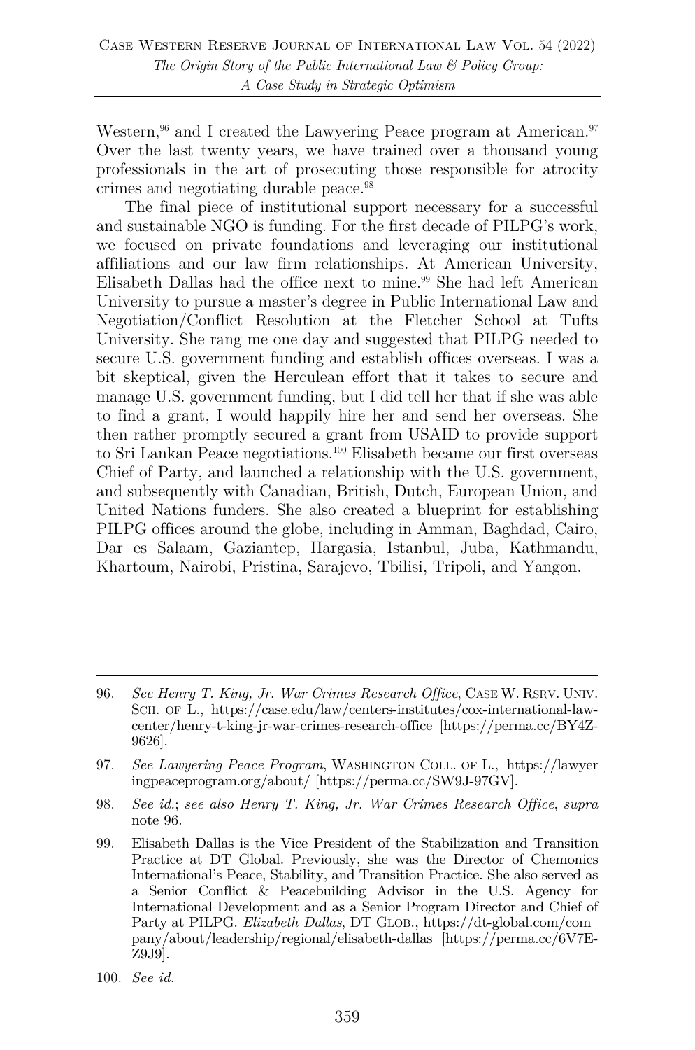Western,[96] and I created the Lawyering Peace program at American.[97] Over the last twenty years, we have trained over a thousand young professionals in the art of prosecuting those responsible for atrocity crimes and negotiating durable peace.[98]

The final piece of institutional support necessary for a successful and sustainable NGO is funding. For the first decade of PILPG's work, we focused on private foundations and leveraging our institutional affiliations and our law firm relationships. At American University, Elisabeth Dallas had the office next to mine.[99] She had left American University to pursue a master's degree in Public International Law and Negotiation/Conflict Resolution at the Fletcher School at Tufts University. She rang me one day and suggested that PILPG needed to secure U.S. government funding and establish offices overseas. I was a bit skeptical, given the Herculean effort that it takes to secure and manage U.S. government funding, but I did tell her that if she was able to find a grant, I would happily hire her and send her overseas. She then rather promptly secured a grant from USAID to provide support to Sri Lankan Peace negotiations.[100] Elisabeth became our first overseas Chief of Party, and launched a relationship with the U.S. government, and subsequently with Canadian, British, Dutch, European Union, and United Nations funders. She also created a blueprint for establishing PILPG offices around the globe, including in Amman, Baghdad, Cairo, Dar es Salaam, Gaziantep, Hargasia, Istanbul, Juba, Kathmandu, Khartoum, Nairobi, Pristina, Sarajevo, Tbilisi, Tripoli, and Yangon.

---

96. *See Henry T. King, Jr. War Crimes Research Office*, CASE W. RSRV. UNIV. SCH. OF L., https://case.edu/law/centers-institutes/cox-international-law-center/henry-t-king-jr-war-crimes-research-office [https://perma.cc/BY4Z-9626].

97. *See Lawyering Peace Program*, WASHINGTON COLL. OF L., https://lawyeringpeaceprogram.org/about/ [https://perma.cc/SW9J-97GV].

98. *See id.*; *see also Henry T. King, Jr. War Crimes Research Office*, *supra* note 96.

99. Elisabeth Dallas is the Vice President of the Stabilization and Transition Practice at DT Global. Previously, she was the Director of Chemonics International's Peace, Stability, and Transition Practice. She also served as a Senior Conflict & Peacebuilding Advisor in the U.S. Agency for International Development and as a Senior Program Director and Chief of Party at PILPG. *Elizabeth Dallas*, DT GLOB., https://dt-global.com/company/about/leadership/regional/elisabeth-dallas [https://perma.cc/6V7E-Z9J9].

100. *See id.*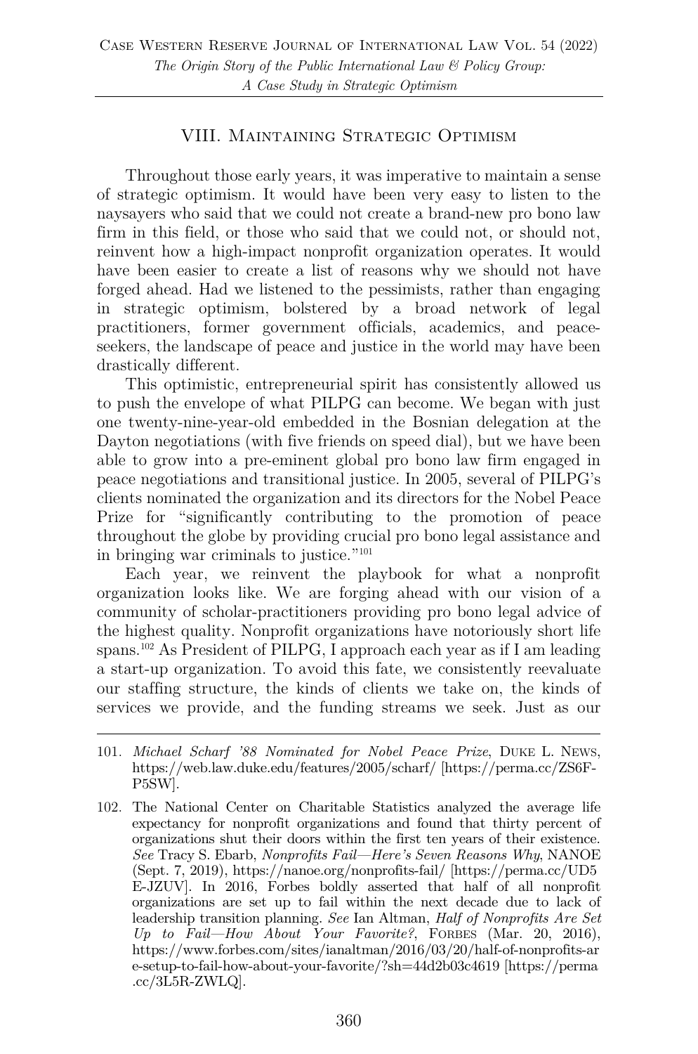## VIII. Maintaining Strategic Optimism

Throughout those early years, it was imperative to maintain a sense of strategic optimism. It would have been very easy to listen to the naysayers who said that we could not create a brand-new pro bono law firm in this field, or those who said that we could not, or should not, reinvent how a high-impact nonprofit organization operates. It would have been easier to create a list of reasons why we should not have forged ahead. Had we listened to the pessimists, rather than engaging in strategic optimism, bolstered by a broad network of legal practitioners, former government officials, academics, and peace-seekers, the landscape of peace and justice in the world may have been drastically different.

This optimistic, entrepreneurial spirit has consistently allowed us to push the envelope of what PILPG can become. We began with just one twenty-nine-year-old embedded in the Bosnian delegation at the Dayton negotiations (with five friends on speed dial), but we have been able to grow into a pre-eminent global pro bono law firm engaged in peace negotiations and transitional justice. In 2005, several of PILPG's clients nominated the organization and its directors for the Nobel Peace Prize for "significantly contributing to the promotion of peace throughout the globe by providing crucial pro bono legal assistance and in bringing war criminals to justice."[101]

Each year, we reinvent the playbook for what a nonprofit organization looks like. We are forging ahead with our vision of a community of scholar-practitioners providing pro bono legal advice of the highest quality. Nonprofit organizations have notoriously short life spans.[102] As President of PILPG, I approach each year as if I am leading a start-up organization. To avoid this fate, we consistently reevaluate our staffing structure, the kinds of clients we take on, the kinds of services we provide, and the funding streams we seek. Just as our

---

101. *Michael Scharf '88 Nominated for Nobel Peace Prize*, Duke L. News, https://web.law.duke.edu/features/2005/scharf/ [https://perma.cc/ZS6F-P5SW].

102. The National Center on Charitable Statistics analyzed the average life expectancy for nonprofit organizations and found that thirty percent of organizations shut their doors within the first ten years of their existence. *See* Tracy S. Ebarb, *Nonprofits Fail—Here's Seven Reasons Why*, NANOE (Sept. 7, 2019), https://nanoe.org/nonprofits-fail/ [https://perma.cc/UD5E-JZUV]. In 2016, Forbes boldly asserted that half of all nonprofit organizations are set up to fail within the next decade due to lack of leadership transition planning. *See* Ian Altman, *Half of Nonprofits Are Set Up to Fail—How About Your Favorite?*, Forbes (Mar. 20, 2016), https://www.forbes.com/sites/ianaltman/2016/03/20/half-of-nonprofits-are-setup-to-fail-how-about-your-favorite/?sh=44d2b03c4619 [https://perma.cc/3L5R-ZWLQ].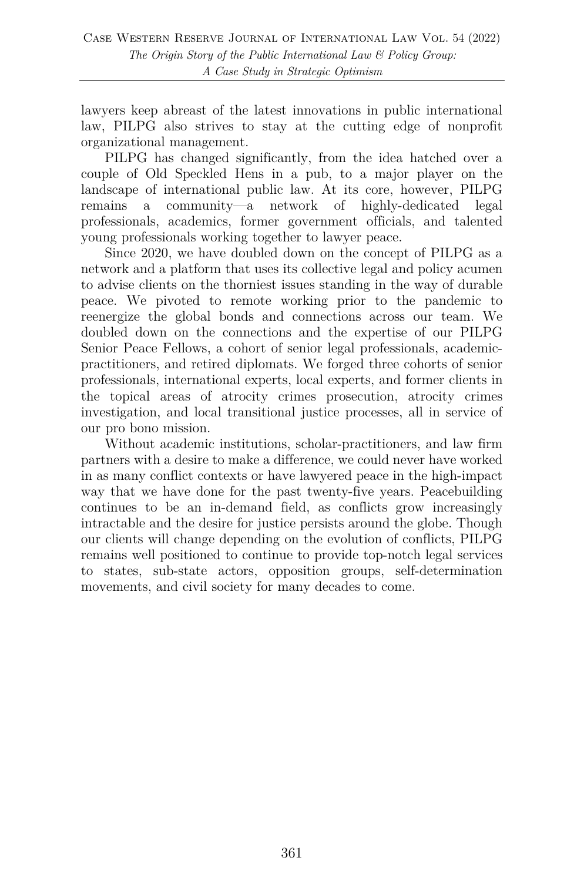lawyers keep abreast of the latest innovations in public international law, PILPG also strives to stay at the cutting edge of nonprofit organizational management.

PILPG has changed significantly, from the idea hatched over a couple of Old Speckled Hens in a pub, to a major player on the landscape of international public law. At its core, however, PILPG remains a community—a network of highly-dedicated legal professionals, academics, former government officials, and talented young professionals working together to lawyer peace.

Since 2020, we have doubled down on the concept of PILPG as a network and a platform that uses its collective legal and policy acumen to advise clients on the thorniest issues standing in the way of durable peace. We pivoted to remote working prior to the pandemic to reenergize the global bonds and connections across our team. We doubled down on the connections and the expertise of our PILPG Senior Peace Fellows, a cohort of senior legal professionals, academic-practitioners, and retired diplomats. We forged three cohorts of senior professionals, international experts, local experts, and former clients in the topical areas of atrocity crimes prosecution, atrocity crimes investigation, and local transitional justice processes, all in service of our pro bono mission.

Without academic institutions, scholar-practitioners, and law firm partners with a desire to make a difference, we could never have worked in as many conflict contexts or have lawyered peace in the high-impact way that we have done for the past twenty-five years. Peacebuilding continues to be an in-demand field, as conflicts grow increasingly intractable and the desire for justice persists around the globe. Though our clients will change depending on the evolution of conflicts, PILPG remains well positioned to continue to provide top-notch legal services to states, sub-state actors, opposition groups, self-determination movements, and civil society for many decades to come.